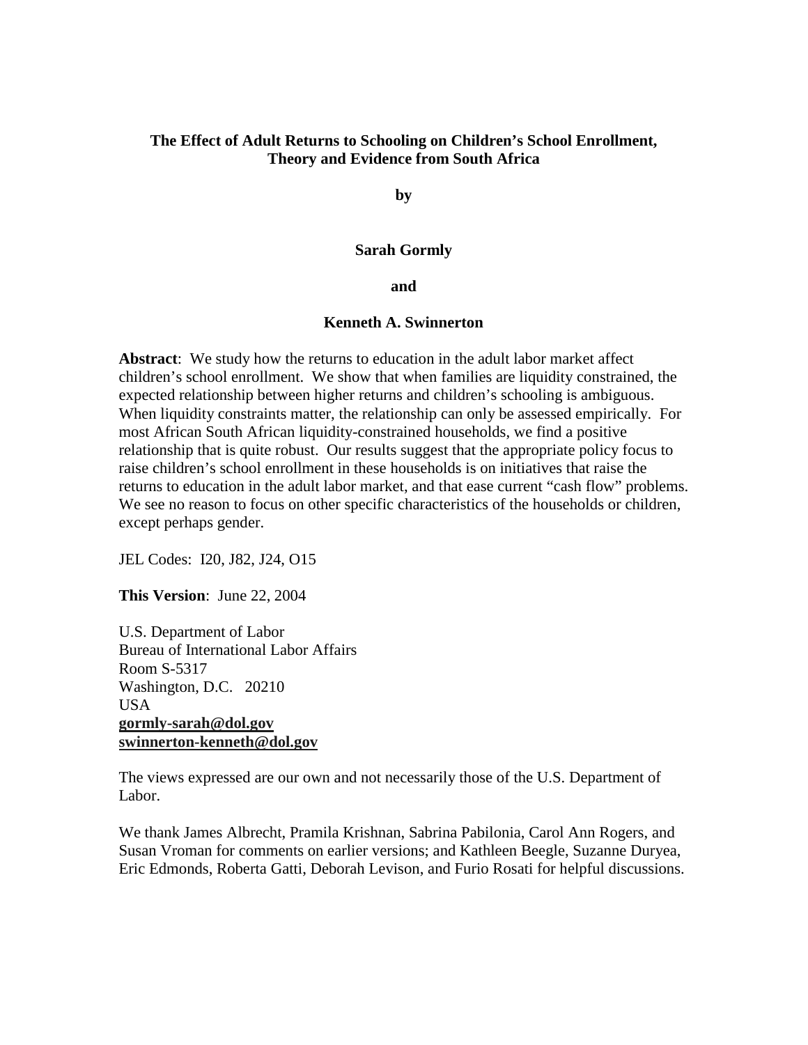# The Effect of Adult Returns to Schooling on Children's School Enrollment, Theory and Evidence from South Africa

**by**

**Sarah Gormly**

**and**

**Kenneth A. Swinnerton**

**Abstract**: We study how the returns to education in the adult labor market affect children's school enrollment. We show that when families are liquidity constrained, the expected relationship between higher returns and children's schooling is ambiguous. When liquidity constraints matter, the relationship can only be assessed empirically. For most African South African liquidity-constrained households, we find a positive relationship that is quite robust. Our results suggest that the appropriate policy focus to raise children's school enrollment in these households is on initiatives that raise the returns to education in the adult labor market, and that ease current "cash flow" problems. We see no reason to focus on other specific characteristics of the households or children, except perhaps gender.

JEL Codes: I20, J82, J24, O15

**This Version**: June 22, 2004

U.S. Department of Labor
Bureau of International Labor Affairs
Room S-5317
Washington, D.C. 20210
USA
**gormly-sarah@dol.gov**
**swinnerton-kenneth@dol.gov**

The views expressed are our own and not necessarily those of the U.S. Department of Labor.

We thank James Albrecht, Pramila Krishnan, Sabrina Pabilonia, Carol Ann Rogers, and Susan Vroman for comments on earlier versions; and Kathleen Beegle, Suzanne Duryea, Eric Edmonds, Roberta Gatti, Deborah Levison, and Furio Rosati for helpful discussions.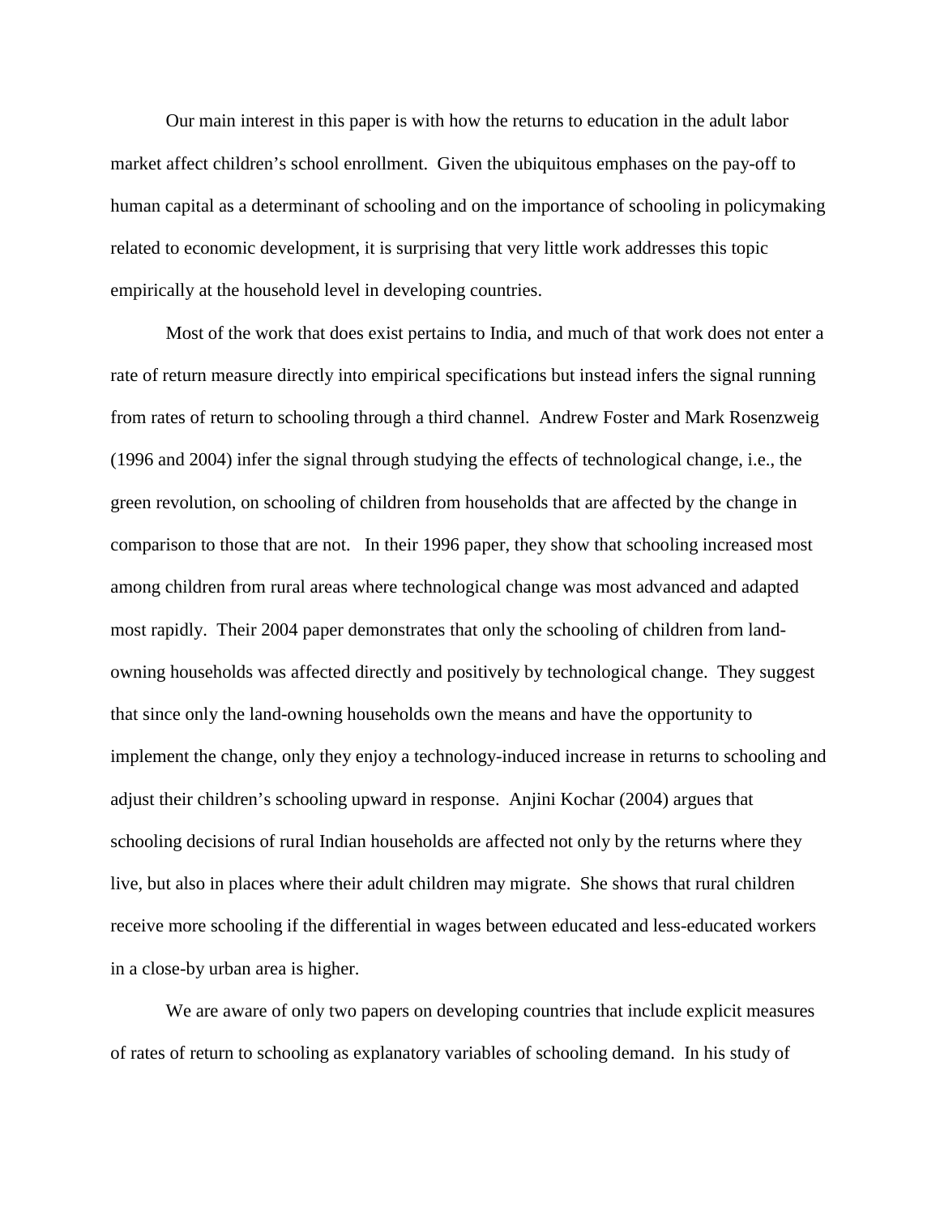Our main interest in this paper is with how the returns to education in the adult labor market affect children's school enrollment. Given the ubiquitous emphases on the pay-off to human capital as a determinant of schooling and on the importance of schooling in policymaking related to economic development, it is surprising that very little work addresses this topic empirically at the household level in developing countries.

Most of the work that does exist pertains to India, and much of that work does not enter a rate of return measure directly into empirical specifications but instead infers the signal running from rates of return to schooling through a third channel. Andrew Foster and Mark Rosenzweig (1996 and 2004) infer the signal through studying the effects of technological change, i.e., the green revolution, on schooling of children from households that are affected by the change in comparison to those that are not. In their 1996 paper, they show that schooling increased most among children from rural areas where technological change was most advanced and adapted most rapidly. Their 2004 paper demonstrates that only the schooling of children from land-owning households was affected directly and positively by technological change. They suggest that since only the land-owning households own the means and have the opportunity to implement the change, only they enjoy a technology-induced increase in returns to schooling and adjust their children's schooling upward in response. Anjini Kochar (2004) argues that schooling decisions of rural Indian households are affected not only by the returns where they live, but also in places where their adult children may migrate. She shows that rural children receive more schooling if the differential in wages between educated and less-educated workers in a close-by urban area is higher.

We are aware of only two papers on developing countries that include explicit measures of rates of return to schooling as explanatory variables of schooling demand. In his study of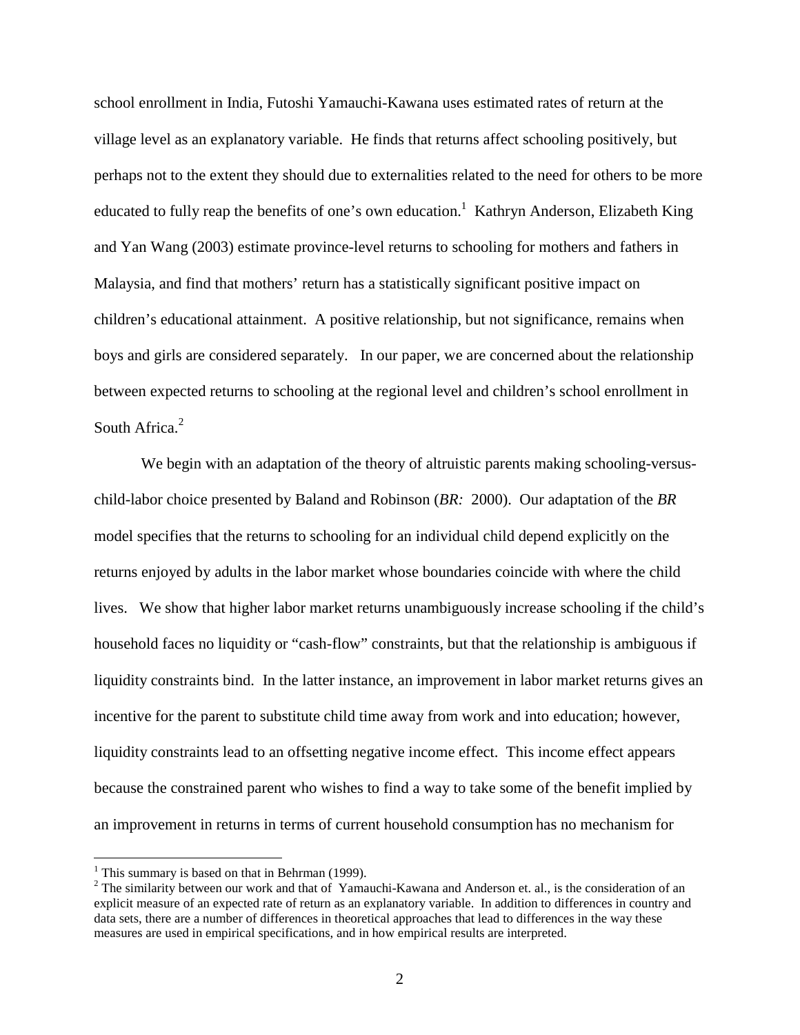school enrollment in India, Futoshi Yamauchi-Kawana uses estimated rates of return at the village level as an explanatory variable. He finds that returns affect schooling positively, but perhaps not to the extent they should due to externalities related to the need for others to be more educated to fully reap the benefits of one's own education.[1] Kathryn Anderson, Elizabeth King and Yan Wang (2003) estimate province-level returns to schooling for mothers and fathers in Malaysia, and find that mothers' return has a statistically significant positive impact on children's educational attainment. A positive relationship, but not significance, remains when boys and girls are considered separately. In our paper, we are concerned about the relationship between expected returns to schooling at the regional level and children's school enrollment in South Africa.[2]

We begin with an adaptation of the theory of altruistic parents making schooling-versus-child-labor choice presented by Baland and Robinson (*BR:* 2000). Our adaptation of the *BR* model specifies that the returns to schooling for an individual child depend explicitly on the returns enjoyed by adults in the labor market whose boundaries coincide with where the child lives. We show that higher labor market returns unambiguously increase schooling if the child's household faces no liquidity or "cash-flow" constraints, but that the relationship is ambiguous if liquidity constraints bind. In the latter instance, an improvement in labor market returns gives an incentive for the parent to substitute child time away from work and into education; however, liquidity constraints lead to an offsetting negative income effect. This income effect appears because the constrained parent who wishes to find a way to take some of the benefit implied by an improvement in returns in terms of current household consumption has no mechanism for

[1] This summary is based on that in Behrman (1999).

[2] The similarity between our work and that of Yamauchi-Kawana and Anderson et. al., is the consideration of an explicit measure of an expected rate of return as an explanatory variable. In addition to differences in country and data sets, there are a number of differences in theoretical approaches that lead to differences in the way these measures are used in empirical specifications, and in how empirical results are interpreted.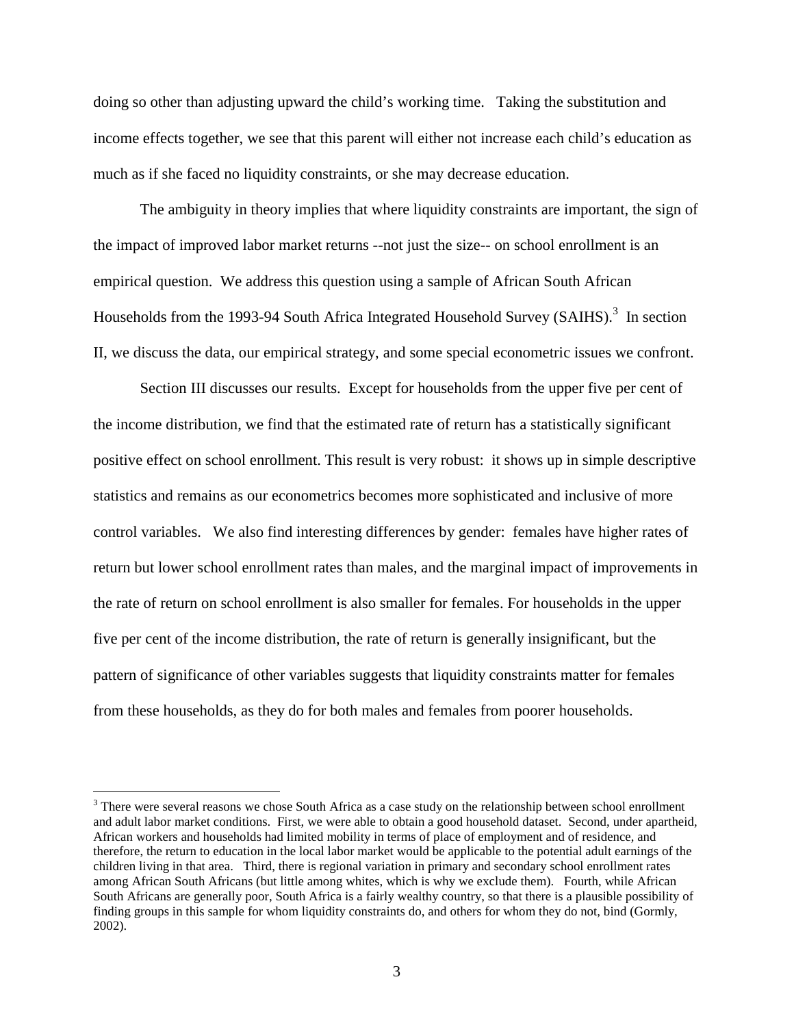doing so other than adjusting upward the child's working time. Taking the substitution and income effects together, we see that this parent will either not increase each child's education as much as if she faced no liquidity constraints, or she may decrease education.

The ambiguity in theory implies that where liquidity constraints are important, the sign of the impact of improved labor market returns --not just the size-- on school enrollment is an empirical question. We address this question using a sample of African South African Households from the 1993-94 South Africa Integrated Household Survey (SAIHS).[3] In section II, we discuss the data, our empirical strategy, and some special econometric issues we confront.

Section III discusses our results. Except for households from the upper five per cent of the income distribution, we find that the estimated rate of return has a statistically significant positive effect on school enrollment. This result is very robust: it shows up in simple descriptive statistics and remains as our econometrics becomes more sophisticated and inclusive of more control variables. We also find interesting differences by gender: females have higher rates of return but lower school enrollment rates than males, and the marginal impact of improvements in the rate of return on school enrollment is also smaller for females. For households in the upper five per cent of the income distribution, the rate of return is generally insignificant, but the pattern of significance of other variables suggests that liquidity constraints matter for females from these households, as they do for both males and females from poorer households.

[3] There were several reasons we chose South Africa as a case study on the relationship between school enrollment and adult labor market conditions. First, we were able to obtain a good household dataset. Second, under apartheid, African workers and households had limited mobility in terms of place of employment and of residence, and therefore, the return to education in the local labor market would be applicable to the potential adult earnings of the children living in that area. Third, there is regional variation in primary and secondary school enrollment rates among African South Africans (but little among whites, which is why we exclude them). Fourth, while African South Africans are generally poor, South Africa is a fairly wealthy country, so that there is a plausible possibility of finding groups in this sample for whom liquidity constraints do, and others for whom they do not, bind (Gormly, 2002).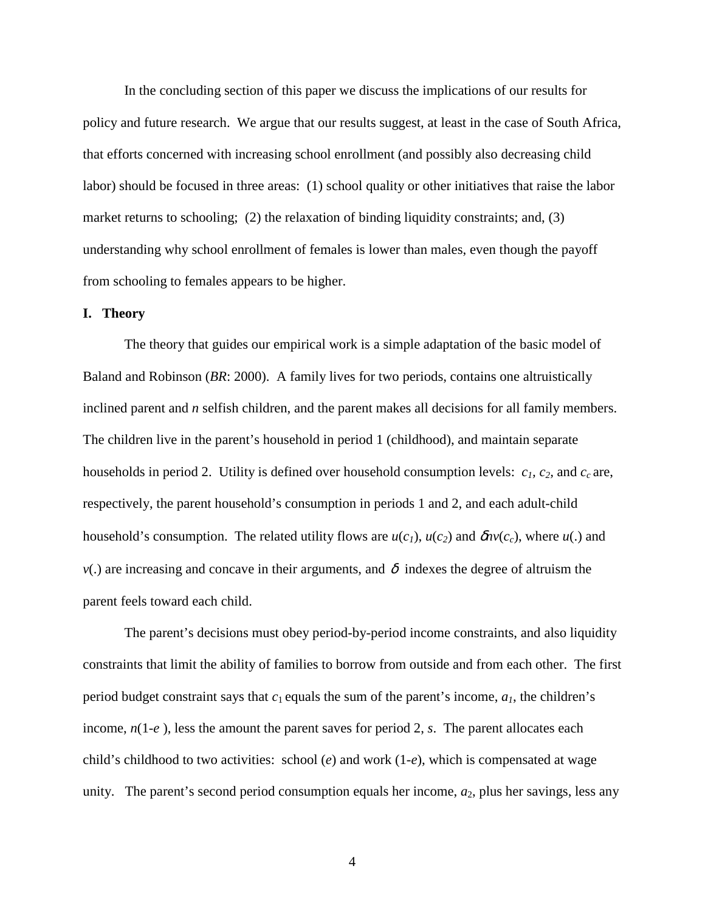In the concluding section of this paper we discuss the implications of our results for policy and future research. We argue that our results suggest, at least in the case of South Africa, that efforts concerned with increasing school enrollment (and possibly also decreasing child labor) should be focused in three areas: (1) school quality or other initiatives that raise the labor market returns to schooling; (2) the relaxation of binding liquidity constraints; and, (3) understanding why school enrollment of females is lower than males, even though the payoff from schooling to females appears to be higher.

## I. Theory

The theory that guides our empirical work is a simple adaptation of the basic model of Baland and Robinson (*BR*: 2000). A family lives for two periods, contains one altruistically inclined parent and $n$ selfish children, and the parent makes all decisions for all family members. The children live in the parent's household in period 1 (childhood), and maintain separate households in period 2. Utility is defined over household consumption levels: $c_1$, $c_2$, and $c_c$ are, respectively, the parent household's consumption in periods 1 and 2, and each adult-child household's consumption. The related utility flows are $u(c_1)$, $u(c_2)$ and $\delta nv(c_c)$, where $u(.)$ and $v(.)$ are increasing and concave in their arguments, and $\delta$ indexes the degree of altruism the parent feels toward each child.

The parent's decisions must obey period-by-period income constraints, and also liquidity constraints that limit the ability of families to borrow from outside and from each other. The first period budget constraint says that $c_1$ equals the sum of the parent's income, $a_1$, the children's income, $n(1\text{-}e)$, less the amount the parent saves for period 2, $s$. The parent allocates each child's childhood to two activities: school ($e$) and work ($1\text{-}e$), which is compensated at wage unity. The parent's second period consumption equals her income, $a_2$, plus her savings, less any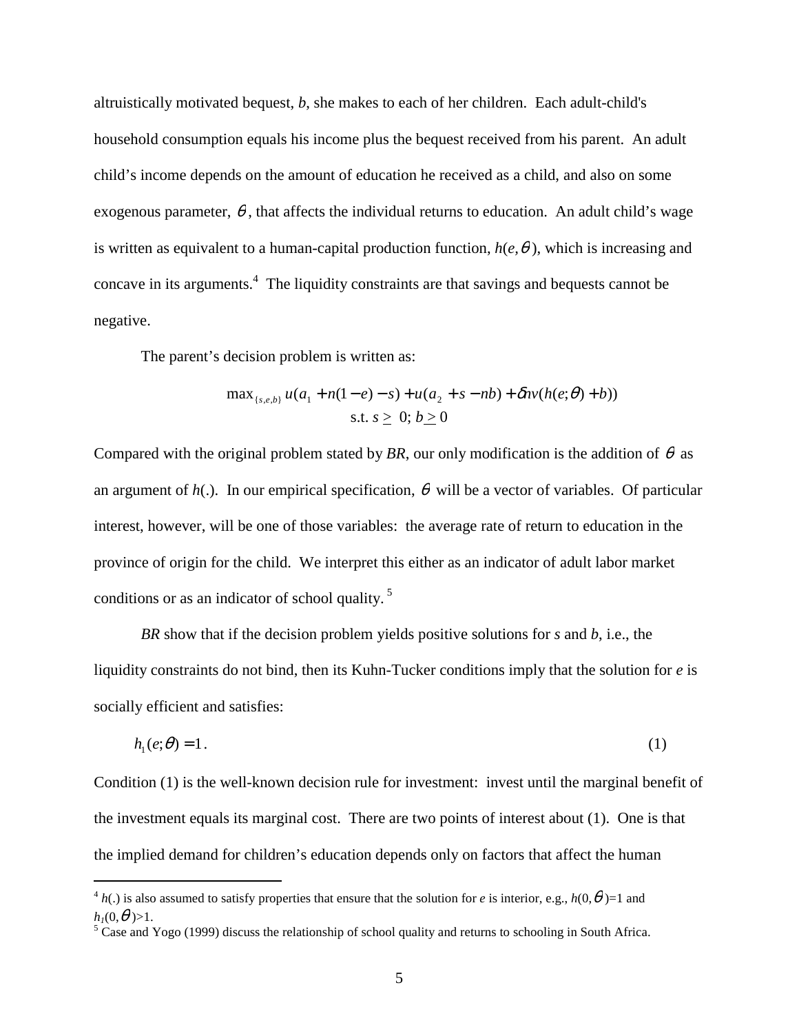altruistically motivated bequest, $b$, she makes to each of her children. Each adult-child's household consumption equals his income plus the bequest received from his parent. An adult child's income depends on the amount of education he received as a child, and also on some exogenous parameter, $\theta$, that affects the individual returns to education. An adult child's wage is written as equivalent to a human-capital production function, $h(e,\theta)$, which is increasing and concave in its arguments.[4] The liquidity constraints are that savings and bequests cannot be negative.

The parent's decision problem is written as:

$$\max_{\{s,e,b\}} u(a_1 + n(1-e) - s) + u(a_2 + s - nb) + \delta n v(h(e;\theta) + b))$$
$$\text{s.t. } s \geq 0;\ b \geq 0$$

Compared with the original problem stated by *BR*, our only modification is the addition of $\theta$ as an argument of $h(.)$. In our empirical specification, $\theta$ will be a vector of variables. Of particular interest, however, will be one of those variables: the average rate of return to education in the province of origin for the child. We interpret this either as an indicator of adult labor market conditions or as an indicator of school quality.[5]

*BR* show that if the decision problem yields positive solutions for $s$ and $b$, i.e., the liquidity constraints do not bind, then its Kuhn-Tucker conditions imply that the solution for $e$ is socially efficient and satisfies:

$$h_1(e;\theta) = 1. \tag{1}$$

Condition (1) is the well-known decision rule for investment: invest until the marginal benefit of the investment equals its marginal cost. There are two points of interest about (1). One is that the implied demand for children's education depends only on factors that affect the human

---

[4] $h(.)$ is also assumed to satisfy properties that ensure that the solution for $e$ is interior, e.g., $h(0,\theta)=1$ and $h_1(0,\theta)>1$.

[5] Case and Yogo (1999) discuss the relationship of school quality and returns to schooling in South Africa.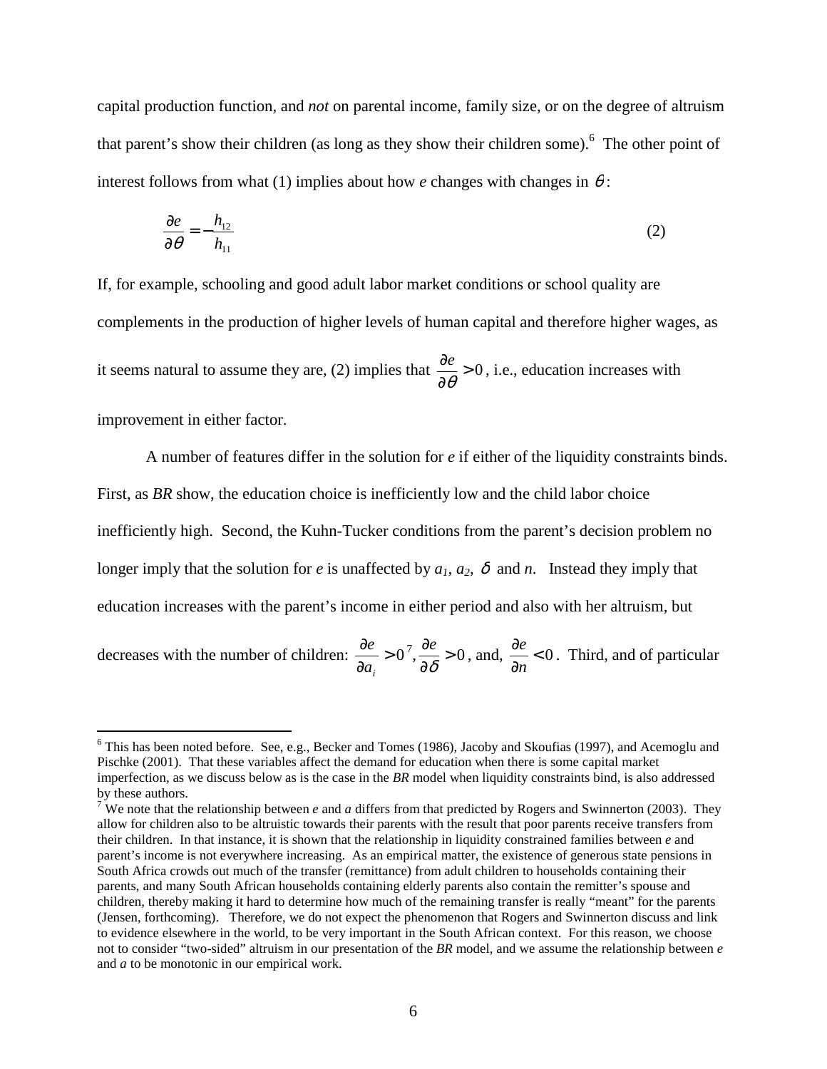capital production function, and *not* on parental income, family size, or on the degree of altruism that parent's show their children (as long as they show their children some).[6] The other point of interest follows from what (1) implies about how *e* changes with changes in $\theta$:

$$\frac{\partial e}{\partial \theta} = -\frac{h_{12}}{h_{11}} \tag{2}$$

If, for example, schooling and good adult labor market conditions or school quality are complements in the production of higher levels of human capital and therefore higher wages, as it seems natural to assume they are, (2) implies that $\frac{\partial e}{\partial \theta} > 0$, i.e., education increases with improvement in either factor.

A number of features differ in the solution for *e* if either of the liquidity constraints binds. First, as *BR* show, the education choice is inefficiently low and the child labor choice inefficiently high. Second, the Kuhn-Tucker conditions from the parent's decision problem no longer imply that the solution for *e* is unaffected by $a_1$, $a_2$, $\delta$ and *n*. Instead they imply that education increases with the parent's income in either period and also with her altruism, but decreases with the number of children: $\frac{\partial e}{\partial a_i} > 0$[7], $\frac{\partial e}{\partial \delta} > 0$, and, $\frac{\partial e}{\partial n} < 0$. Third, and of particular

[6] This has been noted before. See, e.g., Becker and Tomes (1986), Jacoby and Skoufias (1997), and Acemoglu and Pischke (2001). That these variables affect the demand for education when there is some capital market imperfection, as we discuss below as is the case in the *BR* model when liquidity constraints bind, is also addressed by these authors.

[7] We note that the relationship between *e* and *a* differs from that predicted by Rogers and Swinnerton (2003). They allow for children also to be altruistic towards their parents with the result that poor parents receive transfers from their children. In that instance, it is shown that the relationship in liquidity constrained families between *e* and parent's income is not everywhere increasing. As an empirical matter, the existence of generous state pensions in South Africa crowds out much of the transfer (remittance) from adult children to households containing their parents, and many South African households containing elderly parents also contain the remitter's spouse and children, thereby making it hard to determine how much of the remaining transfer is really "meant" for the parents (Jensen, forthcoming). Therefore, we do not expect the phenomenon that Rogers and Swinnerton discuss and link to evidence elsewhere in the world, to be very important in the South African context. For this reason, we choose not to consider "two-sided" altruism in our presentation of the *BR* model, and we assume the relationship between *e* and *a* to be monotonic in our empirical work.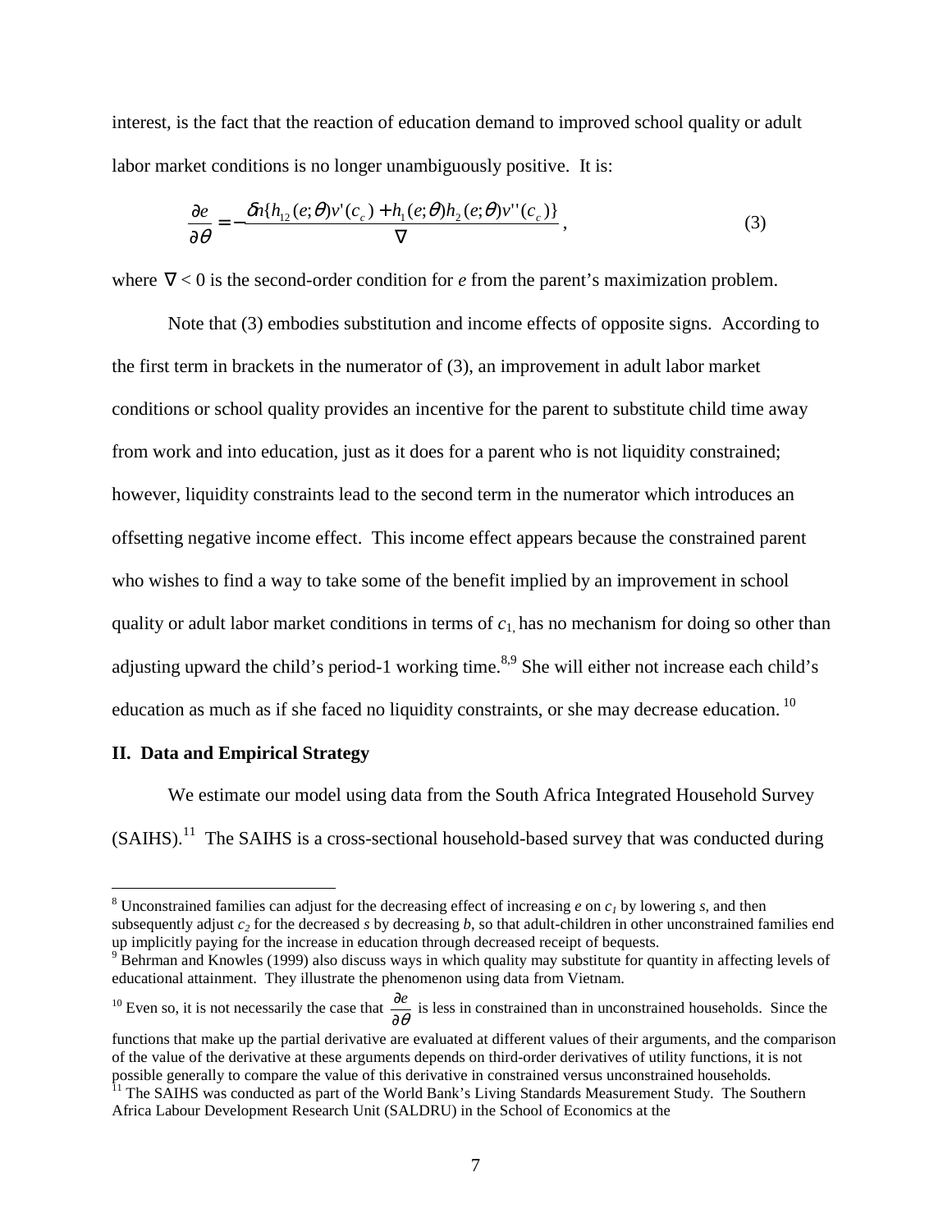interest, is the fact that the reaction of education demand to improved school quality or adult labor market conditions is no longer unambiguously positive. It is:

$$\frac{\partial e}{\partial \theta} = -\frac{\delta n\{h_{12}(e;\theta)v'(c_c) + h_1(e;\theta)h_2(e;\theta)v''(c_c)\}}{\nabla}, \tag{3}$$

where $\nabla < 0$ is the second-order condition for $e$ from the parent's maximization problem.

Note that (3) embodies substitution and income effects of opposite signs. According to the first term in brackets in the numerator of (3), an improvement in adult labor market conditions or school quality provides an incentive for the parent to substitute child time away from work and into education, just as it does for a parent who is not liquidity constrained; however, liquidity constraints lead to the second term in the numerator which introduces an offsetting negative income effect. This income effect appears because the constrained parent who wishes to find a way to take some of the benefit implied by an improvement in school quality or adult labor market conditions in terms of $c_1$, has no mechanism for doing so other than adjusting upward the child's period-1 working time.[8,9] She will either not increase each child's education as much as if she faced no liquidity constraints, or she may decrease education.[10]

## II. Data and Empirical Strategy

We estimate our model using data from the South Africa Integrated Household Survey (SAIHS).[11] The SAIHS is a cross-sectional household-based survey that was conducted during

---

[8] Unconstrained families can adjust for the decreasing effect of increasing $e$ on $c_1$ by lowering $s$, and then subsequently adjust $c_2$ for the decreased $s$ by decreasing $b$, so that adult-children in other unconstrained families end up implicitly paying for the increase in education through decreased receipt of bequests.

[9] Behrman and Knowles (1999) also discuss ways in which quality may substitute for quantity in affecting levels of educational attainment. They illustrate the phenomenon using data from Vietnam.

[10] Even so, it is not necessarily the case that $\frac{\partial e}{\partial \theta}$ is less in constrained than in unconstrained households. Since the functions that make up the partial derivative are evaluated at different values of their arguments, and the comparison of the value of the derivative at these arguments depends on third-order derivatives of utility functions, it is not possible generally to compare the value of this derivative in constrained versus unconstrained households.

[11] The SAIHS was conducted as part of the World Bank's Living Standards Measurement Study. The Southern Africa Labour Development Research Unit (SALDRU) in the School of Economics at the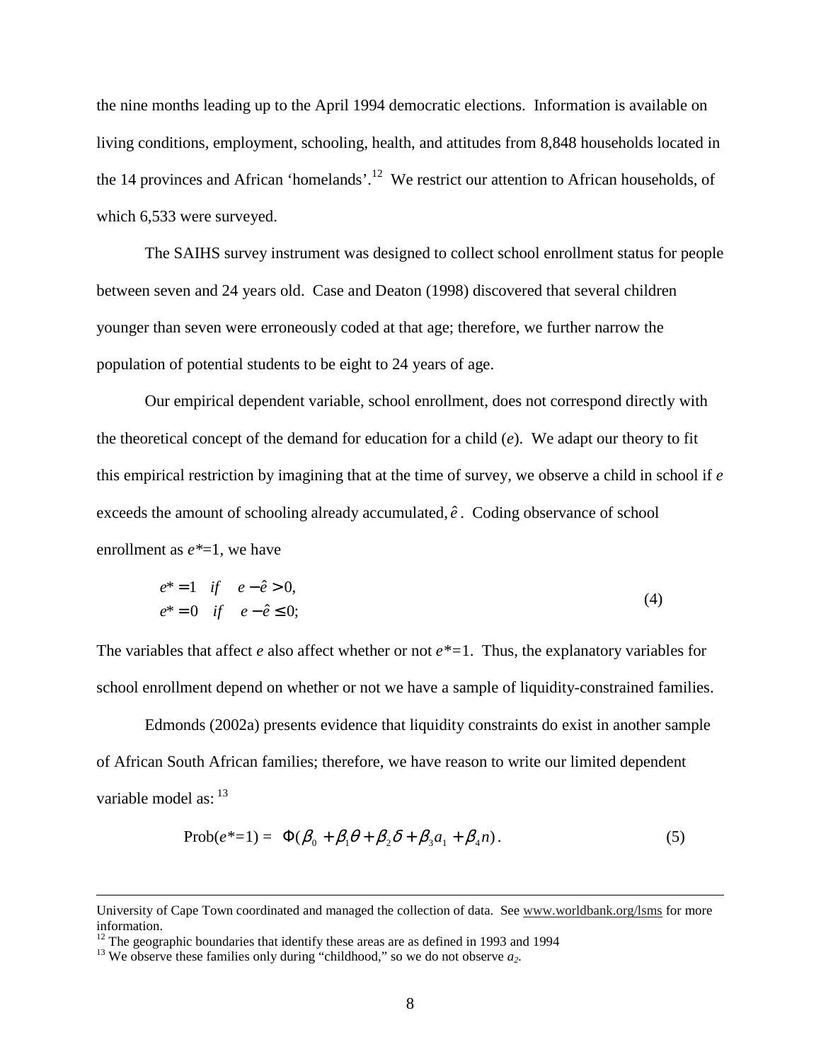the nine months leading up to the April 1994 democratic elections. Information is available on living conditions, employment, schooling, health, and attitudes from 8,848 households located in the 14 provinces and African 'homelands'.[12] We restrict our attention to African households, of which 6,533 were surveyed.

The SAIHS survey instrument was designed to collect school enrollment status for people between seven and 24 years old. Case and Deaton (1998) discovered that several children younger than seven were erroneously coded at that age; therefore, we further narrow the population of potential students to be eight to 24 years of age.

Our empirical dependent variable, school enrollment, does not correspond directly with the theoretical concept of the demand for education for a child ($e$). We adapt our theory to fit this empirical restriction by imagining that at the time of survey, we observe a child in school if $e$ exceeds the amount of schooling already accumulated, $\hat{e}$. Coding observance of school enrollment as $e^*=1$, we have

$$
\begin{aligned}
e^* &= 1 \quad if \quad e - \hat{e} > 0, \\
e^* &= 0 \quad if \quad e - \hat{e} \leq 0;
\end{aligned}
\tag{4}
$$

The variables that affect $e$ also affect whether or not $e^*=1$. Thus, the explanatory variables for school enrollment depend on whether or not we have a sample of liquidity-constrained families.

Edmonds (2002a) presents evidence that liquidity constraints do exist in another sample of African South African families; therefore, we have reason to write our limited dependent variable model as:[13]

$$
\text{Prob}(e^*=1) = \Phi(\beta_0 + \beta_1\theta + \beta_2\delta + \beta_3 a_1 + \beta_4 n). \tag{5}
$$

---

University of Cape Town coordinated and managed the collection of data. See www.worldbank.org/lsms for more information.

[12] The geographic boundaries that identify these areas are as defined in 1993 and 1994

[13] We observe these families only during "childhood," so we do not observe $a_2$.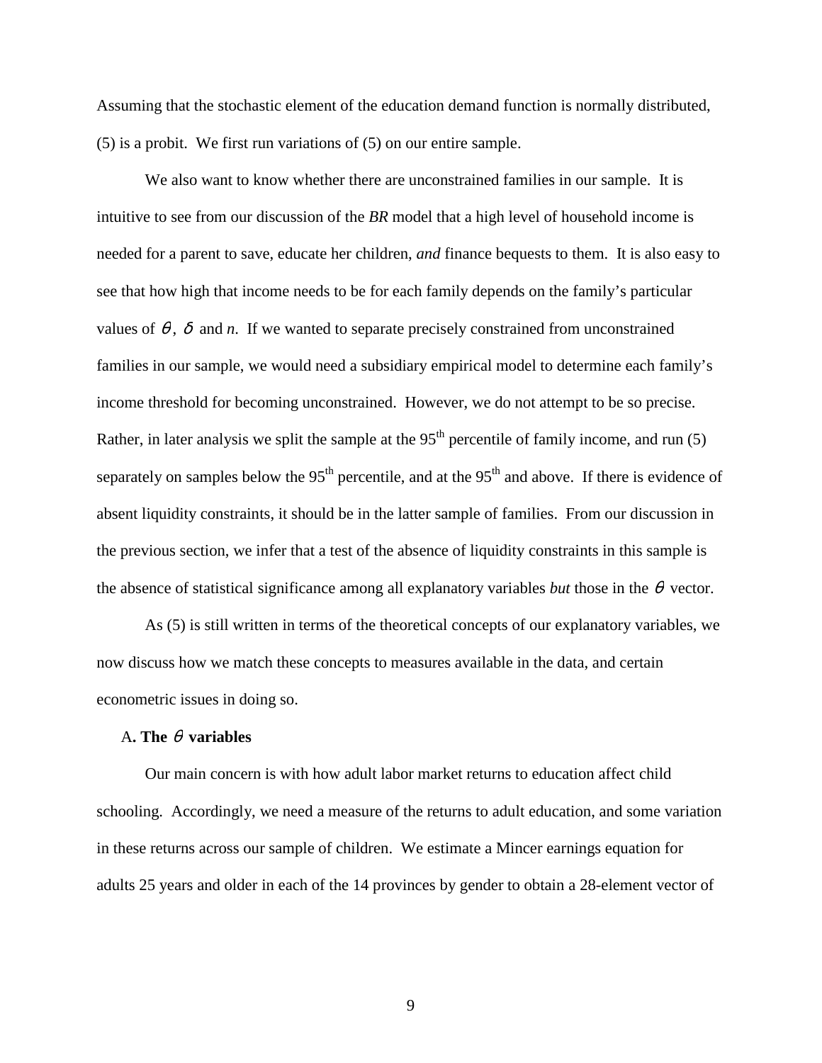Assuming that the stochastic element of the education demand function is normally distributed, (5) is a probit. We first run variations of (5) on our entire sample.

We also want to know whether there are unconstrained families in our sample. It is intuitive to see from our discussion of the *BR* model that a high level of household income is needed for a parent to save, educate her children, *and* finance bequests to them. It is also easy to see that how high that income needs to be for each family depends on the family's particular values of $\theta$, $\delta$ and *n*. If we wanted to separate precisely constrained from unconstrained families in our sample, we would need a subsidiary empirical model to determine each family's income threshold for becoming unconstrained. However, we do not attempt to be so precise. Rather, in later analysis we split the sample at the $95^{th}$ percentile of family income, and run (5) separately on samples below the $95^{th}$ percentile, and at the $95^{th}$ and above. If there is evidence of absent liquidity constraints, it should be in the latter sample of families. From our discussion in the previous section, we infer that a test of the absence of liquidity constraints in this sample is the absence of statistical significance among all explanatory variables *but* those in the $\theta$ vector.

As (5) is still written in terms of the theoretical concepts of our explanatory variables, we now discuss how we match these concepts to measures available in the data, and certain econometric issues in doing so.

### A. The $\theta$ variables

Our main concern is with how adult labor market returns to education affect child schooling. Accordingly, we need a measure of the returns to adult education, and some variation in these returns across our sample of children. We estimate a Mincer earnings equation for adults 25 years and older in each of the 14 provinces by gender to obtain a 28-element vector of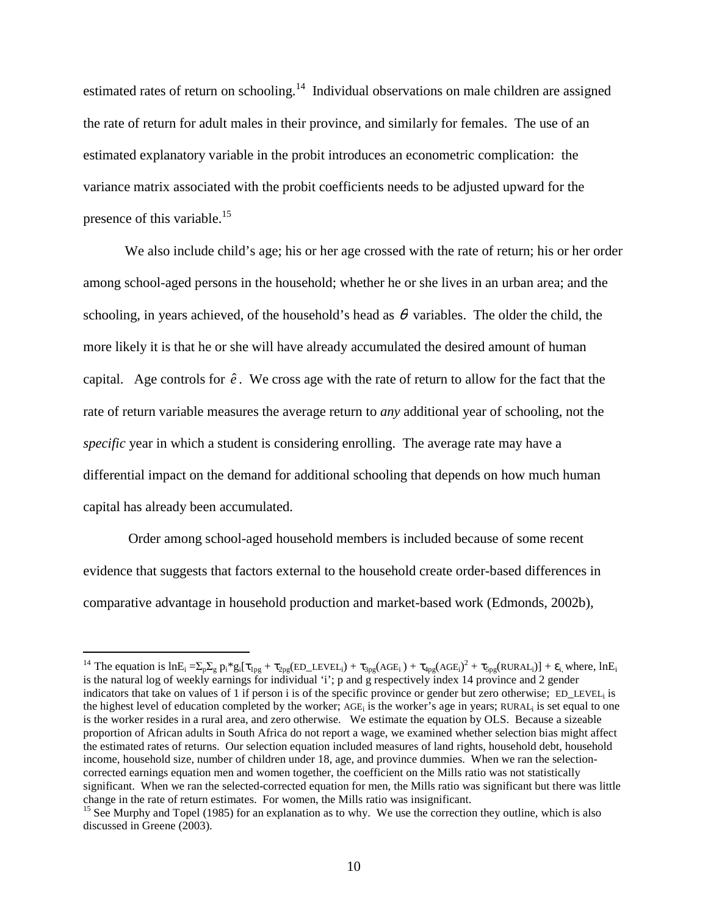estimated rates of return on schooling.[14] Individual observations on male children are assigned the rate of return for adult males in their province, and similarly for females. The use of an estimated explanatory variable in the probit introduces an econometric complication: the variance matrix associated with the probit coefficients needs to be adjusted upward for the presence of this variable.[15]

We also include child's age; his or her age crossed with the rate of return; his or her order among school-aged persons in the household; whether he or she lives in an urban area; and the schooling, in years achieved, of the household's head as $\theta$ variables. The older the child, the more likely it is that he or she will have already accumulated the desired amount of human capital. Age controls for $\hat{e}$. We cross age with the rate of return to allow for the fact that the rate of return variable measures the average return to *any* additional year of schooling, not the *specific* year in which a student is considering enrolling. The average rate may have a differential impact on the demand for additional schooling that depends on how much human capital has already been accumulated.

Order among school-aged household members is included because of some recent evidence that suggests that factors external to the household create order-based differences in comparative advantage in household production and market-based work (Edmonds, 2002b),

---

[14] The equation is $\ln E_i = \Sigma_p \Sigma_g \, p_i{*}g_i[\tau_{1pg} + \tau_{2pg}(\text{ED\_LEVEL}_i) + \tau_{3pg}(\text{AGE}_i) + \tau_{4pg}(\text{AGE}_i)^2 + \tau_{5pg}(\text{RURAL}_i)] + \varepsilon_i$ where, $\ln E_i$ is the natural log of weekly earnings for individual 'i'; p and g respectively index 14 province and 2 gender indicators that take on values of 1 if person i is of the specific province or gender but zero otherwise; $\text{ED\_LEVEL}_i$ is the highest level of education completed by the worker; $\text{AGE}_i$ is the worker's age in years; $\text{RURAL}_i$ is set equal to one is the worker resides in a rural area, and zero otherwise. We estimate the equation by OLS. Because a sizeable proportion of African adults in South Africa do not report a wage, we examined whether selection bias might affect the estimated rates of returns. Our selection equation included measures of land rights, household debt, household income, household size, number of children under 18, age, and province dummies. When we ran the selection-corrected earnings equation men and women together, the coefficient on the Mills ratio was not statistically significant. When we ran the selected-corrected equation for men, the Mills ratio was significant but there was little change in the rate of return estimates. For women, the Mills ratio was insignificant.

[15] See Murphy and Topel (1985) for an explanation as to why. We use the correction they outline, which is also discussed in Greene (2003).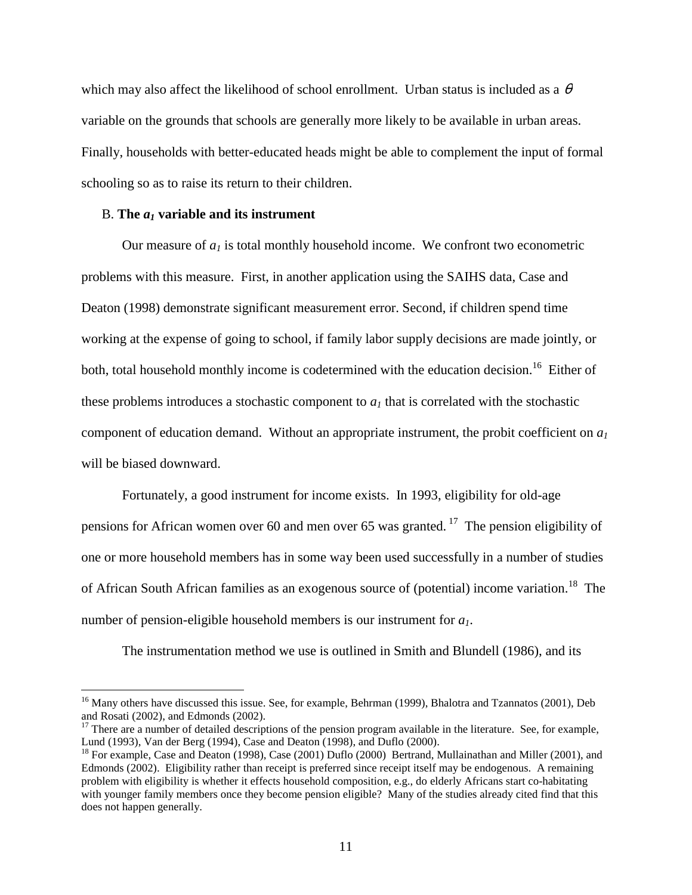which may also affect the likelihood of school enrollment. Urban status is included as a $\theta$ variable on the grounds that schools are generally more likely to be available in urban areas. Finally, households with better-educated heads might be able to complement the input of formal schooling so as to raise its return to their children.

### B. The $a_1$ variable and its instrument

Our measure of $a_1$ is total monthly household income. We confront two econometric problems with this measure. First, in another application using the SAIHS data, Case and Deaton (1998) demonstrate significant measurement error. Second, if children spend time working at the expense of going to school, if family labor supply decisions are made jointly, or both, total household monthly income is codetermined with the education decision.[16] Either of these problems introduces a stochastic component to $a_1$ that is correlated with the stochastic component of education demand. Without an appropriate instrument, the probit coefficient on $a_1$ will be biased downward.

Fortunately, a good instrument for income exists. In 1993, eligibility for old-age pensions for African women over 60 and men over 65 was granted.[17] The pension eligibility of one or more household members has in some way been used successfully in a number of studies of African South African families as an exogenous source of (potential) income variation.[18] The number of pension-eligible household members is our instrument for $a_1$.

The instrumentation method we use is outlined in Smith and Blundell (1986), and its

---

[16] Many others have discussed this issue. See, for example, Behrman (1999), Bhalotra and Tzannatos (2001), Deb and Rosati (2002), and Edmonds (2002).

[17] There are a number of detailed descriptions of the pension program available in the literature. See, for example, Lund (1993), Van der Berg (1994), Case and Deaton (1998), and Duflo (2000).

[18] For example, Case and Deaton (1998), Case (2001) Duflo (2000) Bertrand, Mullainathan and Miller (2001), and Edmonds (2002). Eligibility rather than receipt is preferred since receipt itself may be endogenous. A remaining problem with eligibility is whether it effects household composition, e.g., do elderly Africans start co-habitating with younger family members once they become pension eligible? Many of the studies already cited find that this does not happen generally.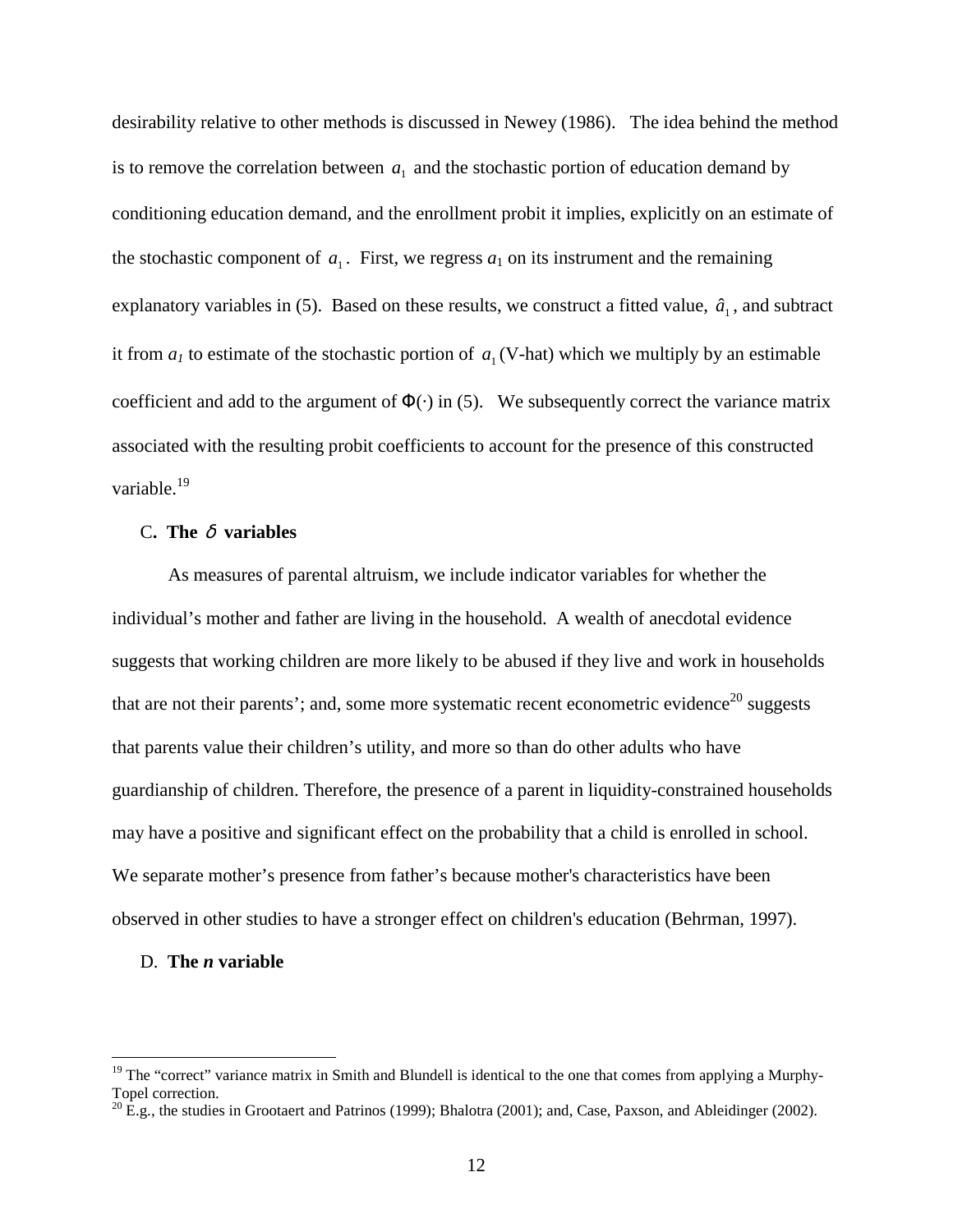desirability relative to other methods is discussed in Newey (1986). The idea behind the method is to remove the correlation between $a_1$ and the stochastic portion of education demand by conditioning education demand, and the enrollment probit it implies, explicitly on an estimate of the stochastic component of $a_1$. First, we regress $a_1$ on its instrument and the remaining explanatory variables in (5). Based on these results, we construct a fitted value, $\hat{a}_1$, and subtract it from $a_1$ to estimate of the stochastic portion of $a_1$ (V-hat) which we multiply by an estimable coefficient and add to the argument of $\Phi(\cdot)$ in (5). We subsequently correct the variance matrix associated with the resulting probit coefficients to account for the presence of this constructed variable.[19]

### C. The $\delta$ variables

As measures of parental altruism, we include indicator variables for whether the individual's mother and father are living in the household. A wealth of anecdotal evidence suggests that working children are more likely to be abused if they live and work in households that are not their parents'; and, some more systematic recent econometric evidence[20] suggests that parents value their children's utility, and more so than do other adults who have guardianship of children. Therefore, the presence of a parent in liquidity-constrained households may have a positive and significant effect on the probability that a child is enrolled in school. We separate mother's presence from father's because mother's characteristics have been observed in other studies to have a stronger effect on children's education (Behrman, 1997).

### D. The *n* variable

---

[19] The "correct" variance matrix in Smith and Blundell is identical to the one that comes from applying a Murphy-Topel correction.

[20] E.g., the studies in Grootaert and Patrinos (1999); Bhalotra (2001); and, Case, Paxson, and Ableidinger (2002).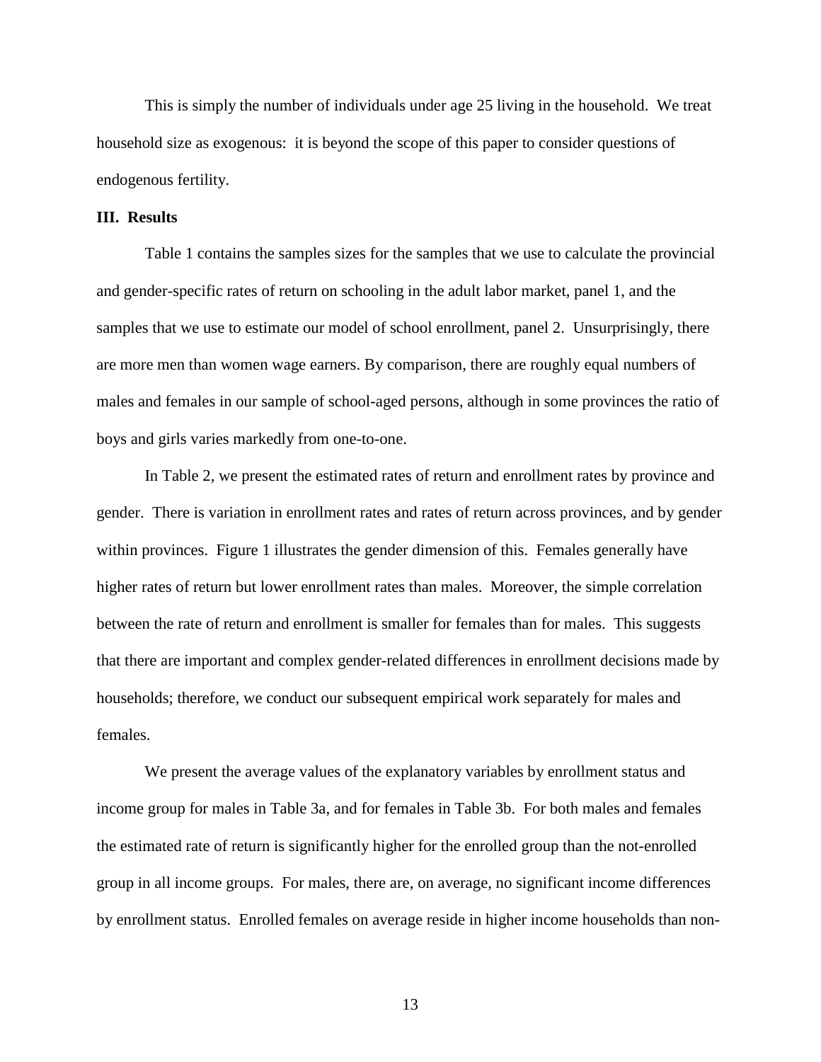This is simply the number of individuals under age 25 living in the household. We treat household size as exogenous: it is beyond the scope of this paper to consider questions of endogenous fertility.

## III. Results

Table 1 contains the samples sizes for the samples that we use to calculate the provincial and gender-specific rates of return on schooling in the adult labor market, panel 1, and the samples that we use to estimate our model of school enrollment, panel 2. Unsurprisingly, there are more men than women wage earners. By comparison, there are roughly equal numbers of males and females in our sample of school-aged persons, although in some provinces the ratio of boys and girls varies markedly from one-to-one.

In Table 2, we present the estimated rates of return and enrollment rates by province and gender. There is variation in enrollment rates and rates of return across provinces, and by gender within provinces. Figure 1 illustrates the gender dimension of this. Females generally have higher rates of return but lower enrollment rates than males. Moreover, the simple correlation between the rate of return and enrollment is smaller for females than for males. This suggests that there are important and complex gender-related differences in enrollment decisions made by households; therefore, we conduct our subsequent empirical work separately for males and females.

We present the average values of the explanatory variables by enrollment status and income group for males in Table 3a, and for females in Table 3b. For both males and females the estimated rate of return is significantly higher for the enrolled group than the not-enrolled group in all income groups. For males, there are, on average, no significant income differences by enrollment status. Enrolled females on average reside in higher income households than non-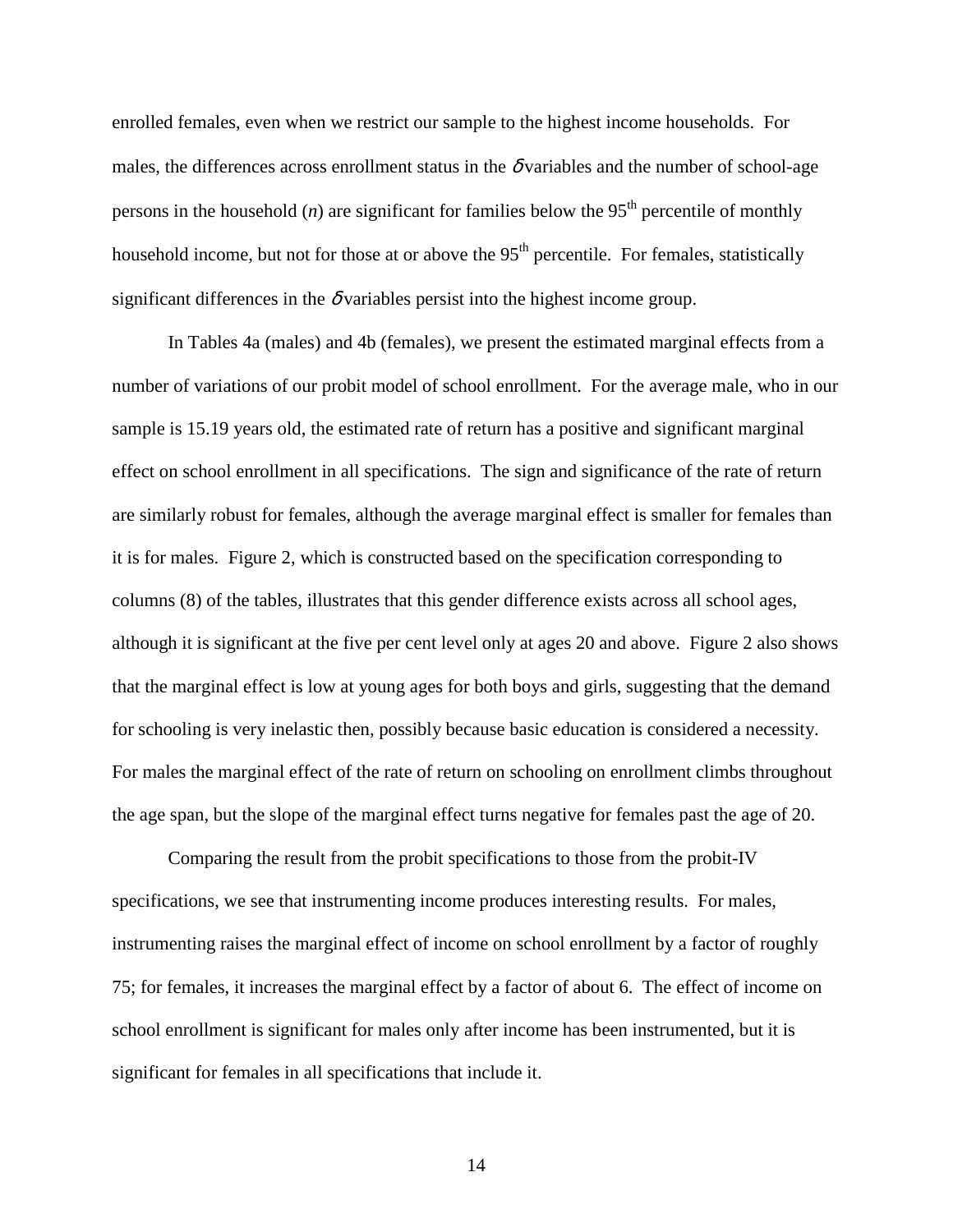enrolled females, even when we restrict our sample to the highest income households. For males, the differences across enrollment status in the $\delta$ variables and the number of school-age persons in the household ($n$) are significant for families below the 95$^{th}$ percentile of monthly household income, but not for those at or above the 95$^{th}$ percentile. For females, statistically significant differences in the $\delta$ variables persist into the highest income group.

In Tables 4a (males) and 4b (females), we present the estimated marginal effects from a number of variations of our probit model of school enrollment. For the average male, who in our sample is 15.19 years old, the estimated rate of return has a positive and significant marginal effect on school enrollment in all specifications. The sign and significance of the rate of return are similarly robust for females, although the average marginal effect is smaller for females than it is for males. Figure 2, which is constructed based on the specification corresponding to columns (8) of the tables, illustrates that this gender difference exists across all school ages, although it is significant at the five per cent level only at ages 20 and above. Figure 2 also shows that the marginal effect is low at young ages for both boys and girls, suggesting that the demand for schooling is very inelastic then, possibly because basic education is considered a necessity. For males the marginal effect of the rate of return on schooling on enrollment climbs throughout the age span, but the slope of the marginal effect turns negative for females past the age of 20.

Comparing the result from the probit specifications to those from the probit-IV specifications, we see that instrumenting income produces interesting results. For males, instrumenting raises the marginal effect of income on school enrollment by a factor of roughly 75; for females, it increases the marginal effect by a factor of about 6. The effect of income on school enrollment is significant for males only after income has been instrumented, but it is significant for females in all specifications that include it.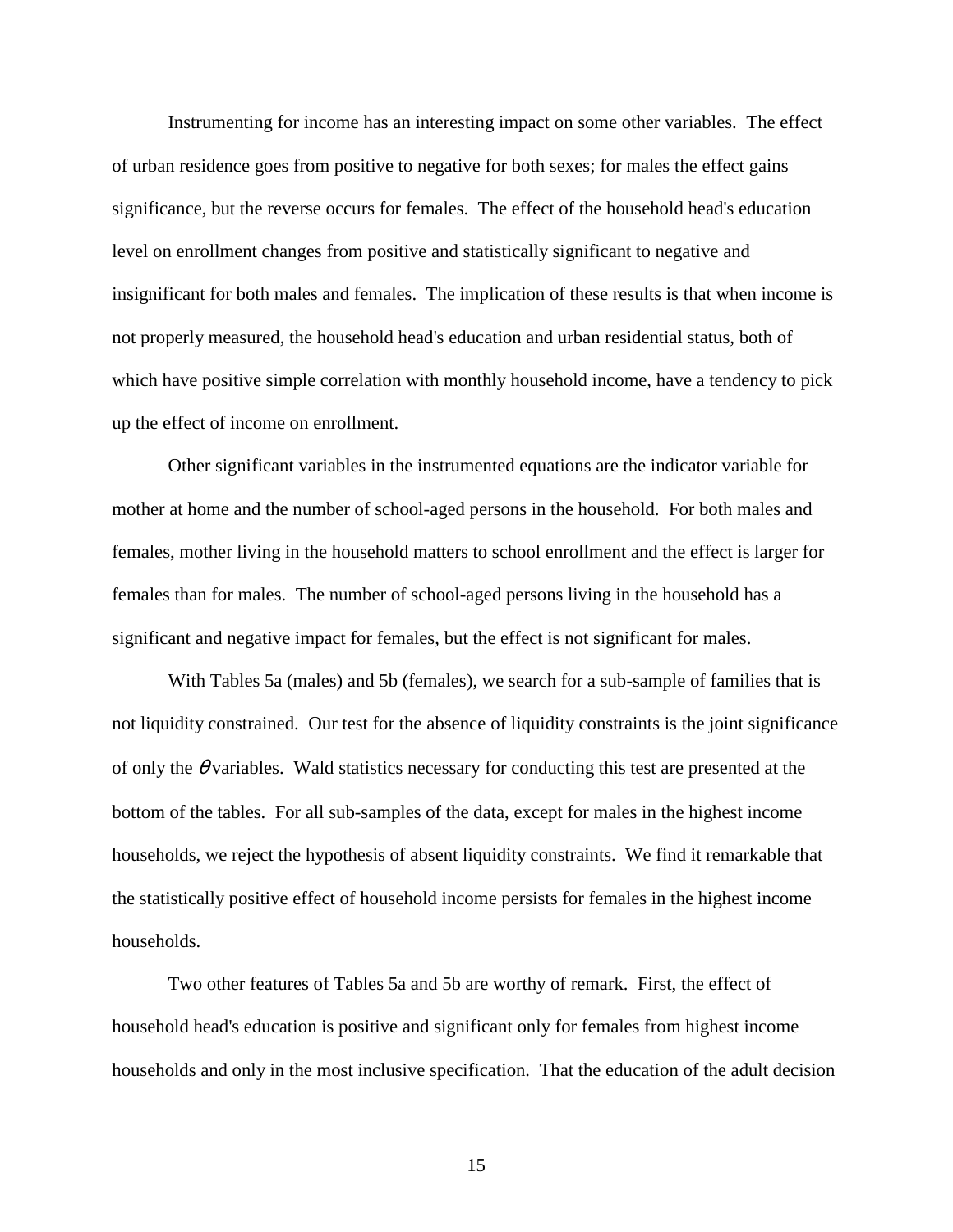Instrumenting for income has an interesting impact on some other variables. The effect of urban residence goes from positive to negative for both sexes; for males the effect gains significance, but the reverse occurs for females. The effect of the household head's education level on enrollment changes from positive and statistically significant to negative and insignificant for both males and females. The implication of these results is that when income is not properly measured, the household head's education and urban residential status, both of which have positive simple correlation with monthly household income, have a tendency to pick up the effect of income on enrollment.

Other significant variables in the instrumented equations are the indicator variable for mother at home and the number of school-aged persons in the household. For both males and females, mother living in the household matters to school enrollment and the effect is larger for females than for males. The number of school-aged persons living in the household has a significant and negative impact for females, but the effect is not significant for males.

With Tables 5a (males) and 5b (females), we search for a sub-sample of families that is not liquidity constrained. Our test for the absence of liquidity constraints is the joint significance of only the $\theta$ variables. Wald statistics necessary for conducting this test are presented at the bottom of the tables. For all sub-samples of the data, except for males in the highest income households, we reject the hypothesis of absent liquidity constraints. We find it remarkable that the statistically positive effect of household income persists for females in the highest income households.

Two other features of Tables 5a and 5b are worthy of remark. First, the effect of household head's education is positive and significant only for females from highest income households and only in the most inclusive specification. That the education of the adult decision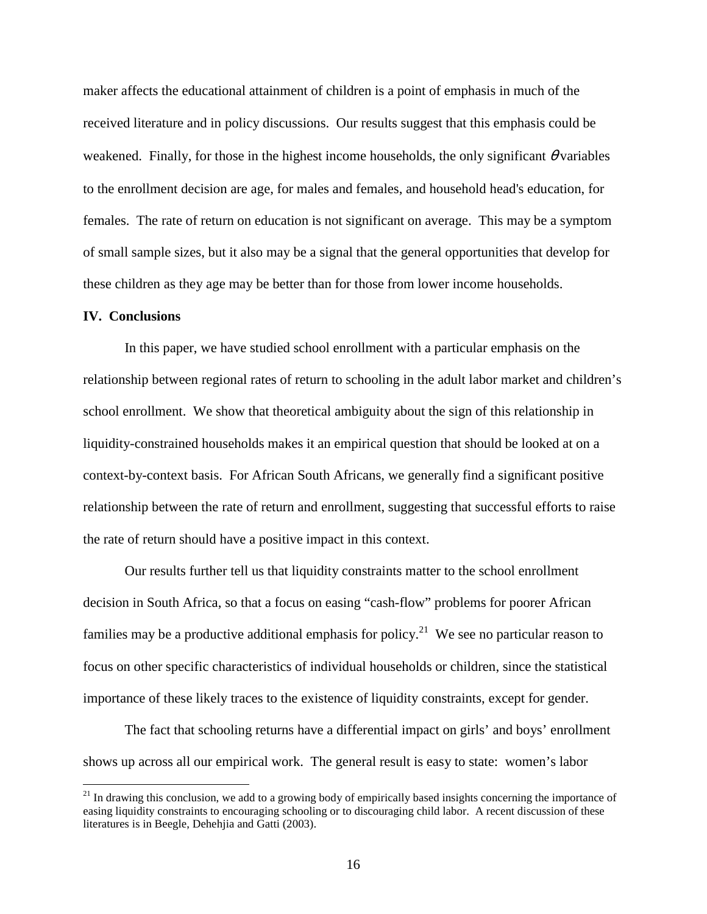maker affects the educational attainment of children is a point of emphasis in much of the received literature and in policy discussions. Our results suggest that this emphasis could be weakened. Finally, for those in the highest income households, the only significant $\theta$ variables to the enrollment decision are age, for males and females, and household head's education, for females. The rate of return on education is not significant on average. This may be a symptom of small sample sizes, but it also may be a signal that the general opportunities that develop for these children as they age may be better than for those from lower income households.

## IV. Conclusions

In this paper, we have studied school enrollment with a particular emphasis on the relationship between regional rates of return to schooling in the adult labor market and children's school enrollment. We show that theoretical ambiguity about the sign of this relationship in liquidity-constrained households makes it an empirical question that should be looked at on a context-by-context basis. For African South Africans, we generally find a significant positive relationship between the rate of return and enrollment, suggesting that successful efforts to raise the rate of return should have a positive impact in this context.

Our results further tell us that liquidity constraints matter to the school enrollment decision in South Africa, so that a focus on easing "cash-flow" problems for poorer African families may be a productive additional emphasis for policy.[21] We see no particular reason to focus on other specific characteristics of individual households or children, since the statistical importance of these likely traces to the existence of liquidity constraints, except for gender.

The fact that schooling returns have a differential impact on girls' and boys' enrollment shows up across all our empirical work. The general result is easy to state: women's labor

[21] In drawing this conclusion, we add to a growing body of empirically based insights concerning the importance of easing liquidity constraints to encouraging schooling or to discouraging child labor. A recent discussion of these literatures is in Beegle, Dehehjia and Gatti (2003).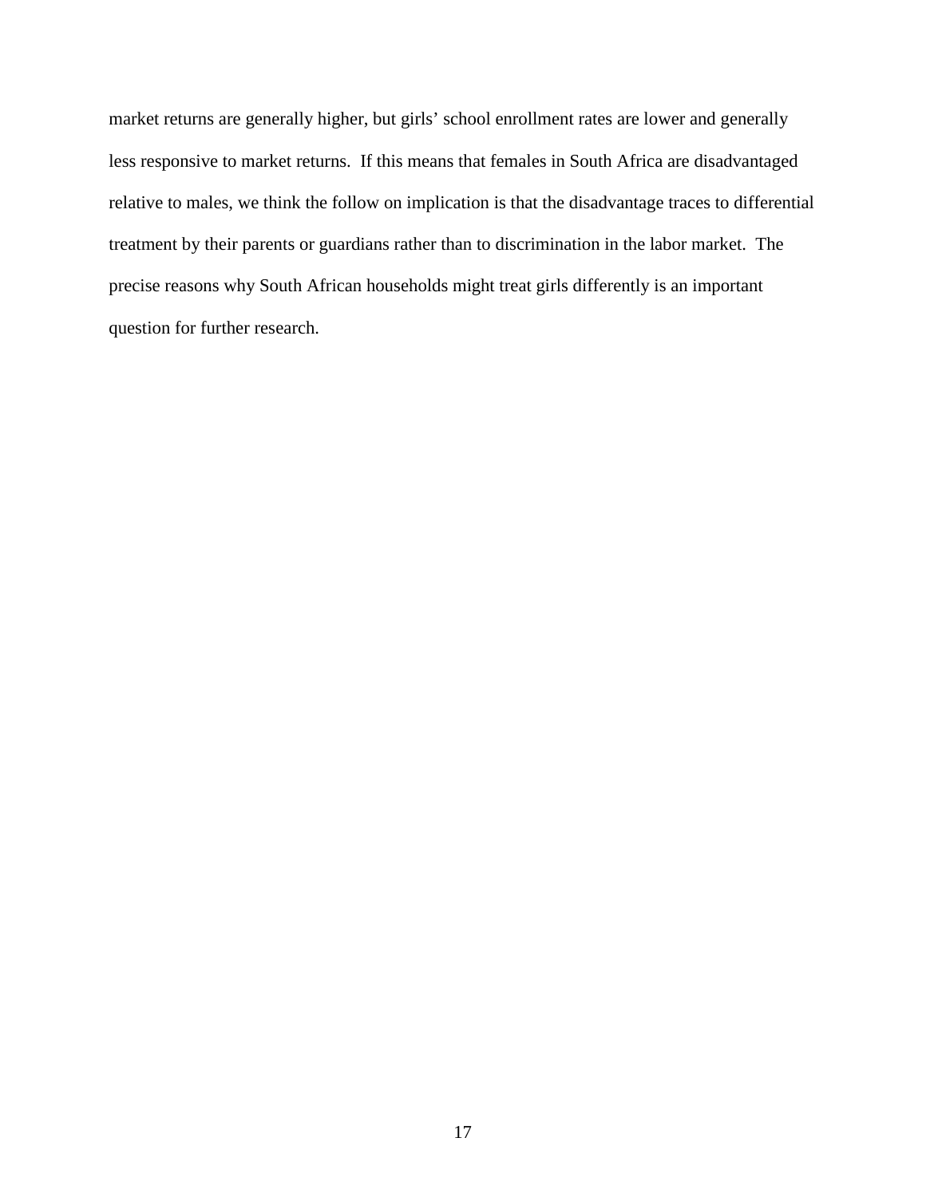market returns are generally higher, but girls' school enrollment rates are lower and generally less responsive to market returns. If this means that females in South Africa are disadvantaged relative to males, we think the follow on implication is that the disadvantage traces to differential treatment by their parents or guardians rather than to discrimination in the labor market. The precise reasons why South African households might treat girls differently is an important question for further research.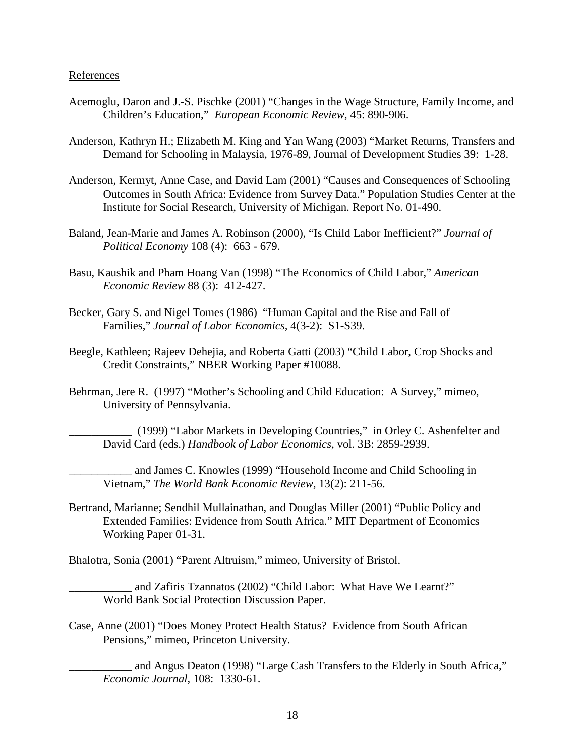References

Acemoglu, Daron and J.-S. Pischke (2001) "Changes in the Wage Structure, Family Income, and Children's Education," *European Economic Review,* 45: 890-906.

Anderson, Kathryn H.; Elizabeth M. King and Yan Wang (2003) "Market Returns, Transfers and Demand for Schooling in Malaysia, 1976-89, Journal of Development Studies 39: 1-28.

Anderson, Kermyt, Anne Case, and David Lam (2001) "Causes and Consequences of Schooling Outcomes in South Africa: Evidence from Survey Data." Population Studies Center at the Institute for Social Research, University of Michigan. Report No. 01-490.

Baland, Jean-Marie and James A. Robinson (2000), "Is Child Labor Inefficient?" *Journal of Political Economy* 108 (4): 663 - 679.

Basu, Kaushik and Pham Hoang Van (1998) "The Economics of Child Labor," *American Economic Review* 88 (3): 412-427.

Becker, Gary S. and Nigel Tomes (1986) "Human Capital and the Rise and Fall of Families," *Journal of Labor Economics,* 4(3-2): S1-S39.

Beegle, Kathleen; Rajeev Dehejia, and Roberta Gatti (2003) "Child Labor, Crop Shocks and Credit Constraints," NBER Working Paper #10088.

Behrman, Jere R. (1997) "Mother's Schooling and Child Education: A Survey," mimeo, University of Pennsylvania.

___________ (1999) "Labor Markets in Developing Countries," in Orley C. Ashenfelter and David Card (eds.) *Handbook of Labor Economics,* vol. 3B: 2859-2939.

___________ and James C. Knowles (1999) "Household Income and Child Schooling in Vietnam," *The World Bank Economic Review,* 13(2): 211-56.

Bertrand, Marianne; Sendhil Mullainathan, and Douglas Miller (2001) "Public Policy and Extended Families: Evidence from South Africa." MIT Department of Economics Working Paper 01-31.

Bhalotra, Sonia (2001) "Parent Altruism," mimeo, University of Bristol.

___________ and Zafiris Tzannatos (2002) "Child Labor: What Have We Learnt?" World Bank Social Protection Discussion Paper.

Case, Anne (2001) "Does Money Protect Health Status? Evidence from South African Pensions," mimeo, Princeton University.

___________ and Angus Deaton (1998) "Large Cash Transfers to the Elderly in South Africa," *Economic Journal,* 108: 1330-61.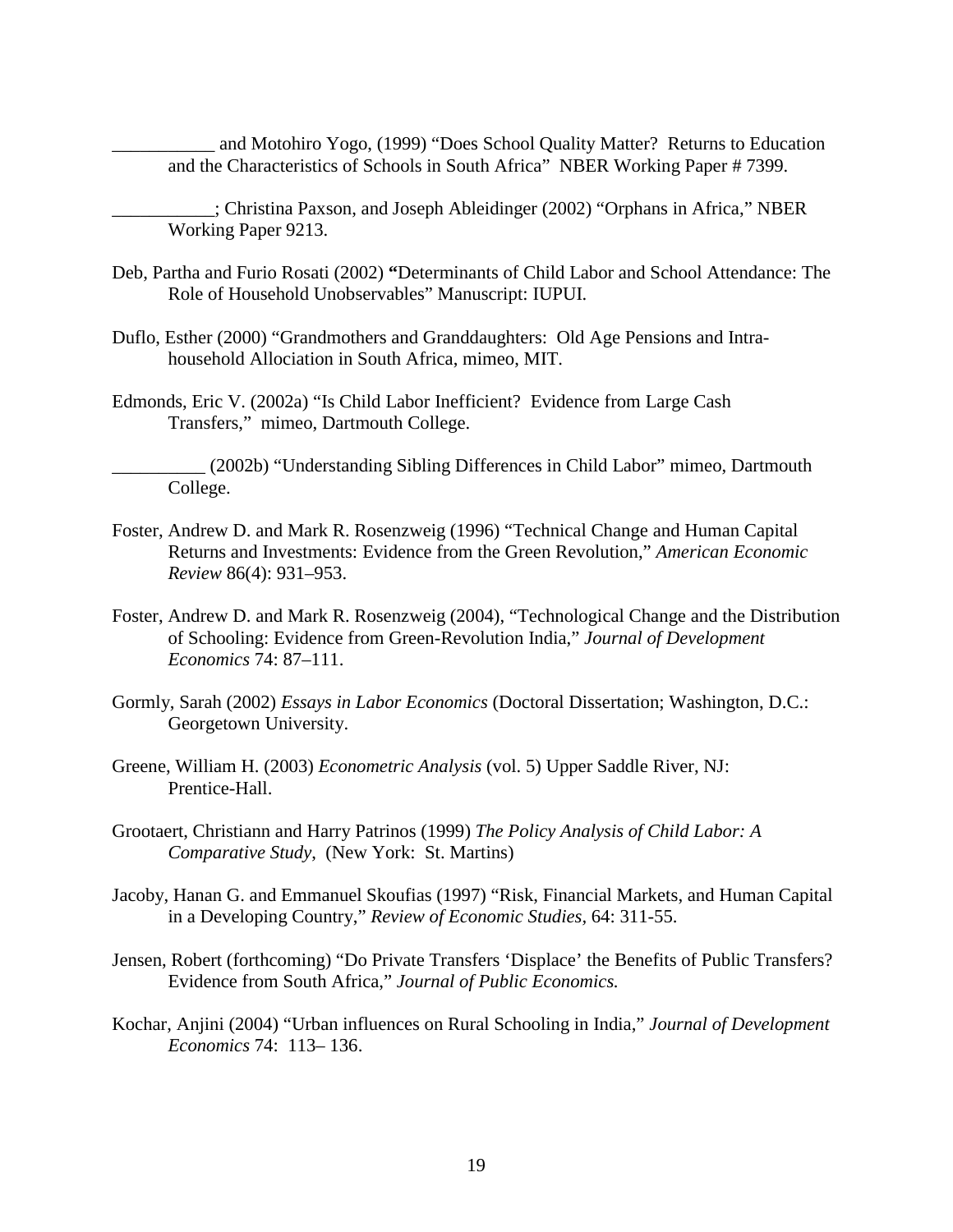___________ and Motohiro Yogo, (1999) "Does School Quality Matter? Returns to Education and the Characteristics of Schools in South Africa" NBER Working Paper # 7399.

___________; Christina Paxson, and Joseph Ableidinger (2002) "Orphans in Africa," NBER Working Paper 9213.

Deb, Partha and Furio Rosati (2002) **"**Determinants of Child Labor and School Attendance: The Role of Household Unobservables" Manuscript: IUPUI.

Duflo, Esther (2000) "Grandmothers and Granddaughters: Old Age Pensions and Intra-household Allociation in South Africa, mimeo, MIT.

Edmonds, Eric V. (2002a) "Is Child Labor Inefficient? Evidence from Large Cash Transfers," mimeo, Dartmouth College.

__________ (2002b) "Understanding Sibling Differences in Child Labor" mimeo, Dartmouth College.

Foster, Andrew D. and Mark R. Rosenzweig (1996) "Technical Change and Human Capital Returns and Investments: Evidence from the Green Revolution," *American Economic Review* 86(4): 931–953.

Foster, Andrew D. and Mark R. Rosenzweig (2004), "Technological Change and the Distribution of Schooling: Evidence from Green-Revolution India," *Journal of Development Economics* 74: 87–111.

Gormly, Sarah (2002) *Essays in Labor Economics* (Doctoral Dissertation; Washington, D.C.: Georgetown University.

Greene, William H. (2003) *Econometric Analysis* (vol. 5) Upper Saddle River, NJ: Prentice-Hall.

Grootaert, Christiann and Harry Patrinos (1999) *The Policy Analysis of Child Labor: A Comparative Study*, (New York: St. Martins)

Jacoby, Hanan G. and Emmanuel Skoufias (1997) "Risk, Financial Markets, and Human Capital in a Developing Country," *Review of Economic Studies*, 64: 311-55.

Jensen, Robert (forthcoming) "Do Private Transfers 'Displace' the Benefits of Public Transfers? Evidence from South Africa," *Journal of Public Economics.*

Kochar, Anjini (2004) "Urban influences on Rural Schooling in India," *Journal of Development Economics* 74: 113– 136.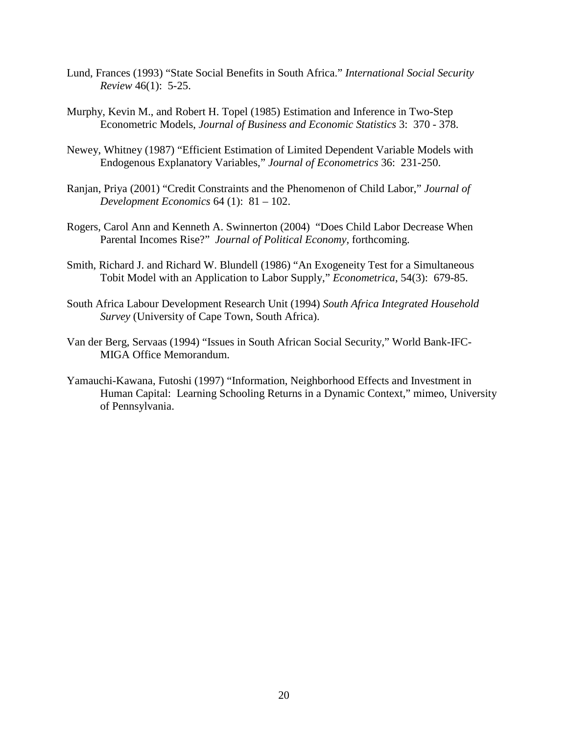Lund, Frances (1993) "State Social Benefits in South Africa." *International Social Security Review* 46(1): 5-25.

Murphy, Kevin M., and Robert H. Topel (1985) Estimation and Inference in Two-Step Econometric Models, *Journal of Business and Economic Statistics* 3: 370 - 378.

Newey, Whitney (1987) "Efficient Estimation of Limited Dependent Variable Models with Endogenous Explanatory Variables," *Journal of Econometrics* 36: 231-250.

Ranjan, Priya (2001) "Credit Constraints and the Phenomenon of Child Labor," *Journal of Development Economics* 64 (1): 81 – 102.

Rogers, Carol Ann and Kenneth A. Swinnerton (2004) "Does Child Labor Decrease When Parental Incomes Rise?" *Journal of Political Economy*, forthcoming.

Smith, Richard J. and Richard W. Blundell (1986) "An Exogeneity Test for a Simultaneous Tobit Model with an Application to Labor Supply," *Econometrica*, 54(3): 679-85.

South Africa Labour Development Research Unit (1994) *South Africa Integrated Household Survey* (University of Cape Town, South Africa).

Van der Berg, Servaas (1994) "Issues in South African Social Security," World Bank-IFC-MIGA Office Memorandum.

Yamauchi-Kawana, Futoshi (1997) "Information, Neighborhood Effects and Investment in Human Capital: Learning Schooling Returns in a Dynamic Context," mimeo, University of Pennsylvania.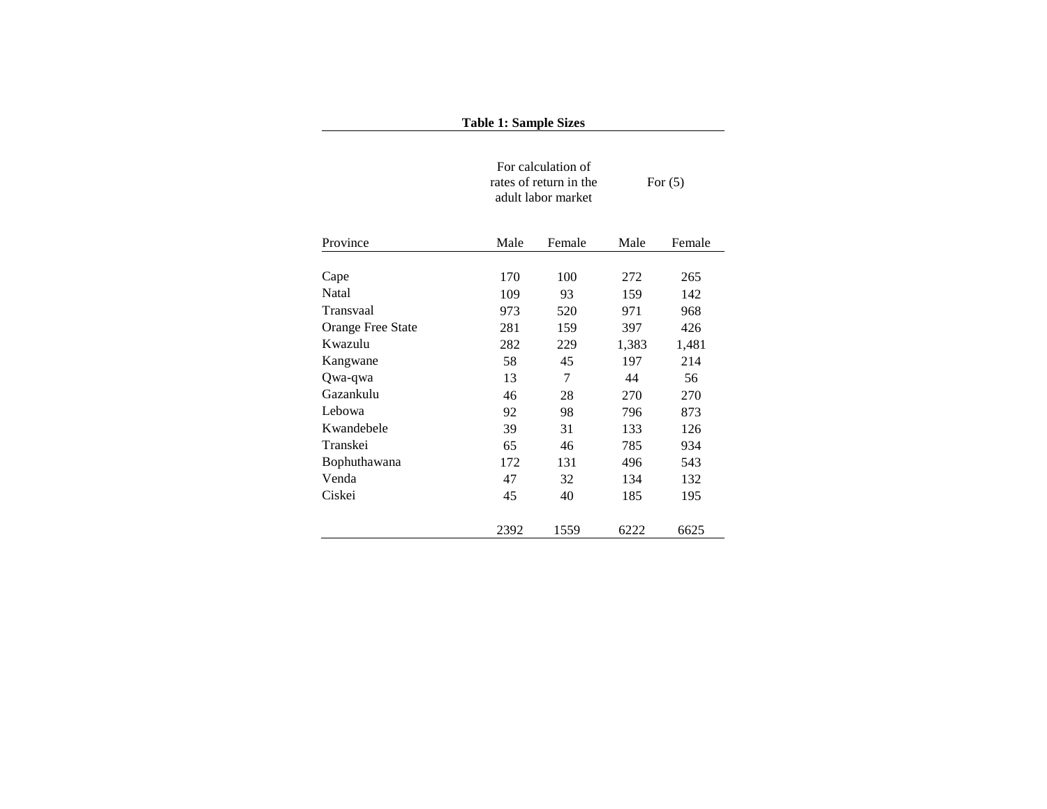**Table 1: Sample Sizes**

| | For calculation of rates of return in the adult labor market | | For (5) | |
|---|---|---|---|---|
| Province | Male | Female | Male | Female |
| Cape | 170 | 100 | 272 | 265 |
| Natal | 109 | 93 | 159 | 142 |
| Transvaal | 973 | 520 | 971 | 968 |
| Orange Free State | 281 | 159 | 397 | 426 |
| Kwazulu | 282 | 229 | 1,383 | 1,481 |
| Kangwane | 58 | 45 | 197 | 214 |
| Qwa-qwa | 13 | 7 | 44 | 56 |
| Gazankulu | 46 | 28 | 270 | 270 |
| Lebowa | 92 | 98 | 796 | 873 |
| Kwandebele | 39 | 31 | 133 | 126 |
| Transkei | 65 | 46 | 785 | 934 |
| Bophuthawana | 172 | 131 | 496 | 543 |
| Venda | 47 | 32 | 134 | 132 |
| Ciskei | 45 | 40 | 185 | 195 |
| | 2392 | 1559 | 6222 | 6625 |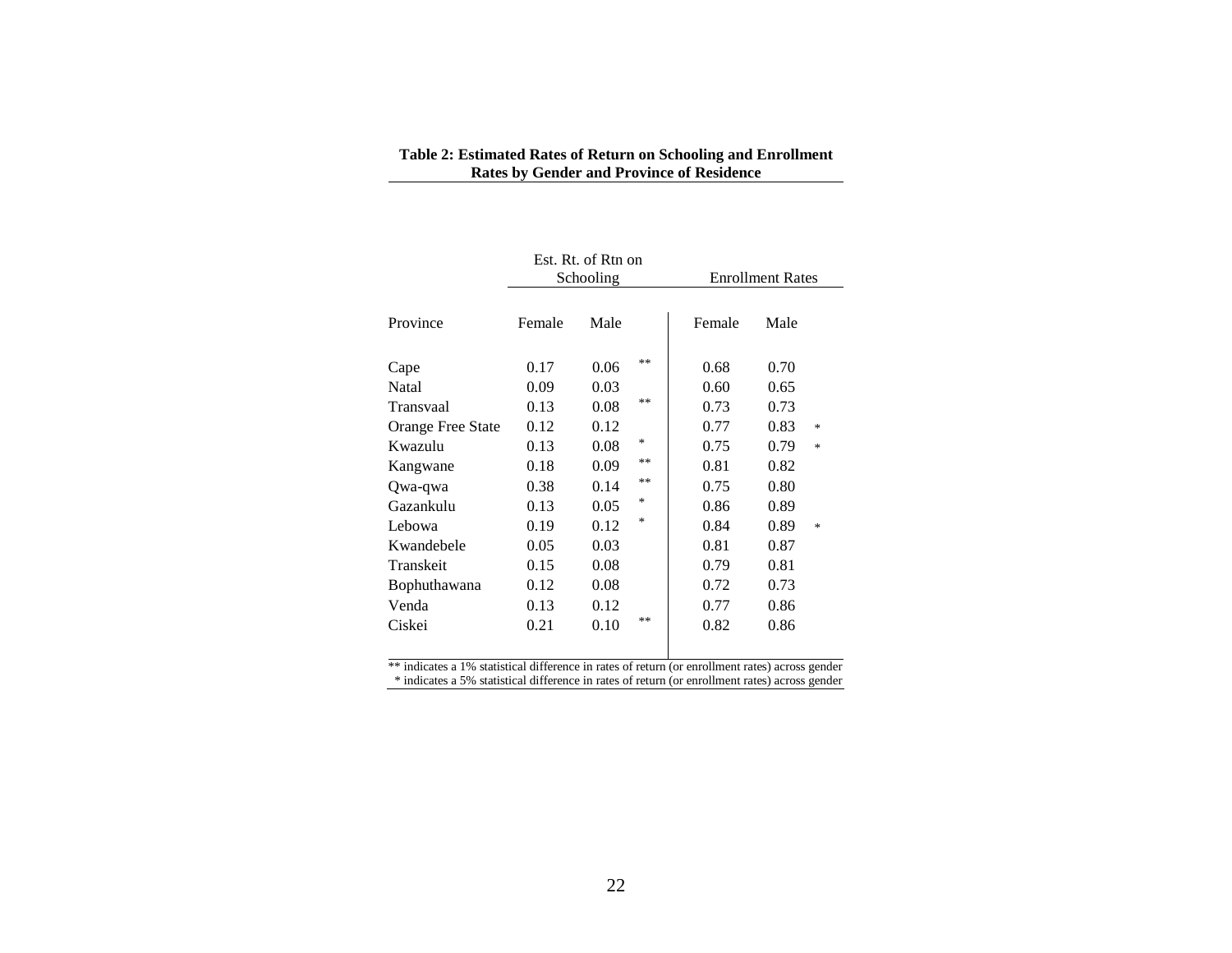**Table 2: Estimated Rates of Return on Schooling and Enrollment Rates by Gender and Province of Residence**

| | Est. Rt. of Rtn on Schooling | | | Enrollment Rates | | |
|---|---|---|---|---|---|---|
| Province | Female | Male | | Female | Male | |
| Cape | 0.17 | 0.06 | ** | 0.68 | 0.70 | |
| Natal | 0.09 | 0.03 | | 0.60 | 0.65 | |
| Transvaal | 0.13 | 0.08 | ** | 0.73 | 0.73 | |
| Orange Free State | 0.12 | 0.12 | | 0.77 | 0.83 | * |
| Kwazulu | 0.13 | 0.08 | * | 0.75 | 0.79 | * |
| Kangwane | 0.18 | 0.09 | ** | 0.81 | 0.82 | |
| Qwa-qwa | 0.38 | 0.14 | ** | 0.75 | 0.80 | |
| Gazankulu | 0.13 | 0.05 | * | 0.86 | 0.89 | |
| Lebowa | 0.19 | 0.12 | * | 0.84 | 0.89 | * |
| Kwandebele | 0.05 | 0.03 | | 0.81 | 0.87 | |
| Transkeit | 0.15 | 0.08 | | 0.79 | 0.81 | |
| Bophuthawana | 0.12 | 0.08 | | 0.72 | 0.73 | |
| Venda | 0.13 | 0.12 | | 0.77 | 0.86 | |
| Ciskei | 0.21 | 0.10 | ** | 0.82 | 0.86 | |

** indicates a 1% statistical difference in rates of return (or enrollment rates) across gender
* indicates a 5% statistical difference in rates of return (or enrollment rates) across gender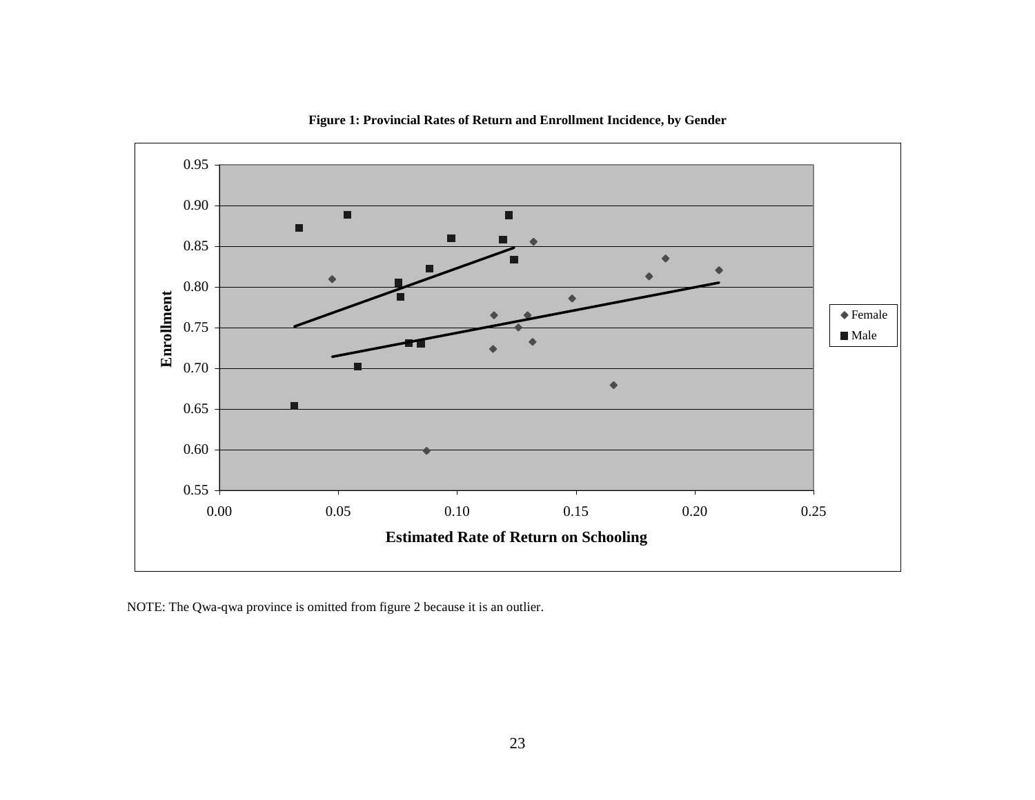**Figure 1: Provincial Rates of Return and Enrollment Incidence, by Gender**

NOTE: The Qwa-qwa province is omitted from figure 2 because it is an outlier.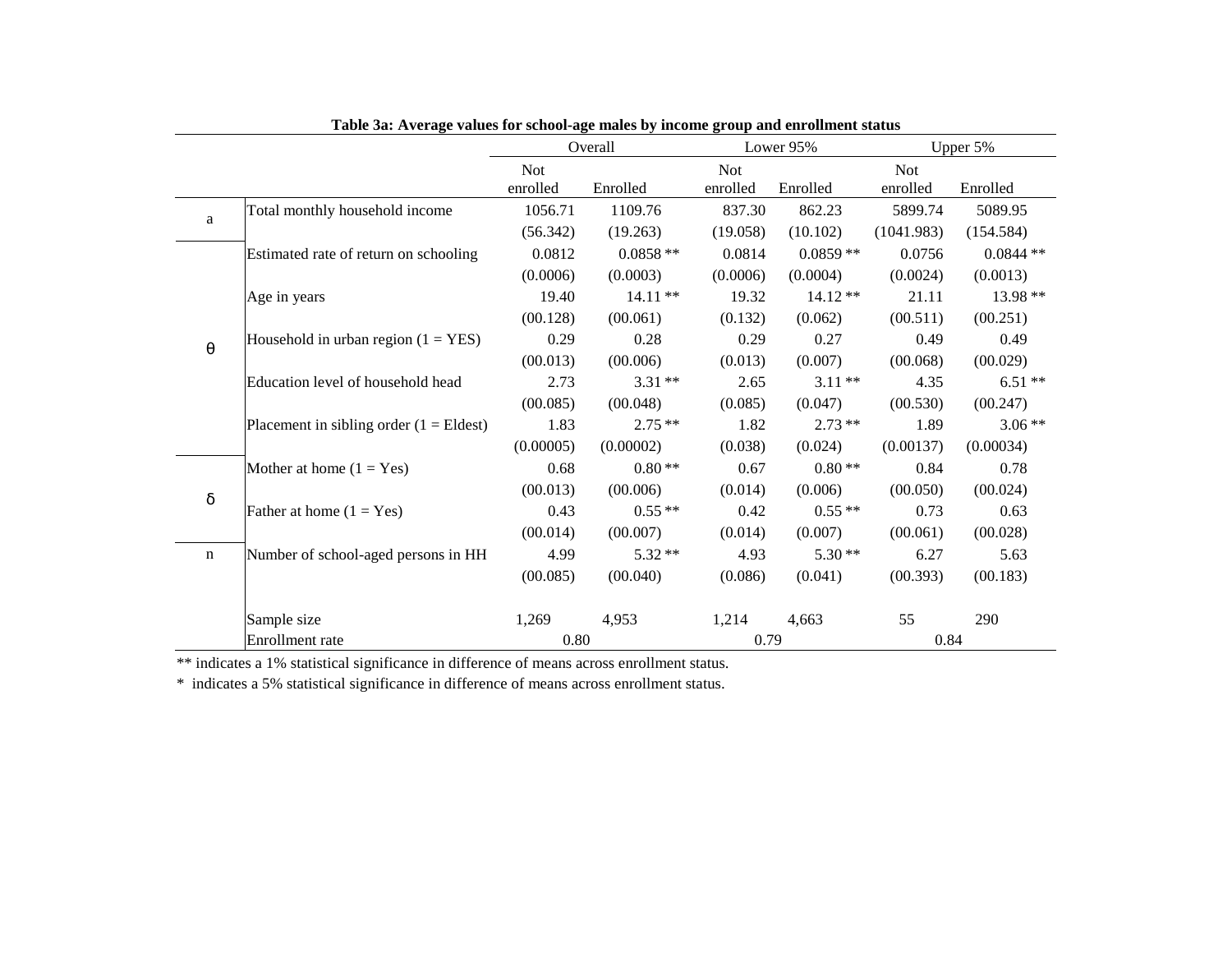**Table 3a: Average values for school-age males by income group and enrollment status**

| | | Overall | | Lower 95% | | Upper 5% | |
|---|---|---|---|---|---|---|---|
| | | Not enrolled | Enrolled | Not enrolled | Enrolled | Not enrolled | Enrolled |
| a | Total monthly household income | 1056.71 | 1109.76 | 837.30 | 862.23 | 5899.74 | 5089.95 |
| | | (56.342) | (19.263) | (19.058) | (10.102) | (1041.983) | (154.584) |
| θ | Estimated rate of return on schooling | 0.0812 | 0.0858 ** | 0.0814 | 0.0859 ** | 0.0756 | 0.0844 ** |
| | | (0.0006) | (0.0003) | (0.0006) | (0.0004) | (0.0024) | (0.0013) |
| | Age in years | 19.40 | 14.11 ** | 19.32 | 14.12 ** | 21.11 | 13.98 ** |
| | | (00.128) | (00.061) | (0.132) | (0.062) | (00.511) | (00.251) |
| | Household in urban region (1 = YES) | 0.29 | 0.28 | 0.29 | 0.27 | 0.49 | 0.49 |
| | | (00.013) | (00.006) | (0.013) | (0.007) | (00.068) | (00.029) |
| | Education level of household head | 2.73 | 3.31 ** | 2.65 | 3.11 ** | 4.35 | 6.51 ** |
| | | (00.085) | (00.048) | (0.085) | (0.047) | (00.530) | (00.247) |
| | Placement in sibling order (1 = Eldest) | 1.83 | 2.75 ** | 1.82 | 2.73 ** | 1.89 | 3.06 ** |
| | | (0.00005) | (0.00002) | (0.038) | (0.024) | (0.00137) | (0.00034) |
| δ | Mother at home (1 = Yes) | 0.68 | 0.80 ** | 0.67 | 0.80 ** | 0.84 | 0.78 |
| | | (00.013) | (00.006) | (0.014) | (0.006) | (00.050) | (00.024) |
| | Father at home (1 = Yes) | 0.43 | 0.55 ** | 0.42 | 0.55 ** | 0.73 | 0.63 |
| | | (00.014) | (00.007) | (0.014) | (0.007) | (00.061) | (00.028) |
| n | Number of school-aged persons in HH | 4.99 | 5.32 ** | 4.93 | 5.30 ** | 6.27 | 5.63 |
| | | (00.085) | (00.040) | (0.086) | (0.041) | (00.393) | (00.183) |
| | Sample size | 1,269 | 4,953 | 1,214 | 4,663 | 55 | 290 |
| | Enrollment rate | 0.80 | | 0.79 | | 0.84 | |

** indicates a 1% statistical significance in difference of means across enrollment status.

\* indicates a 5% statistical significance in difference of means across enrollment status.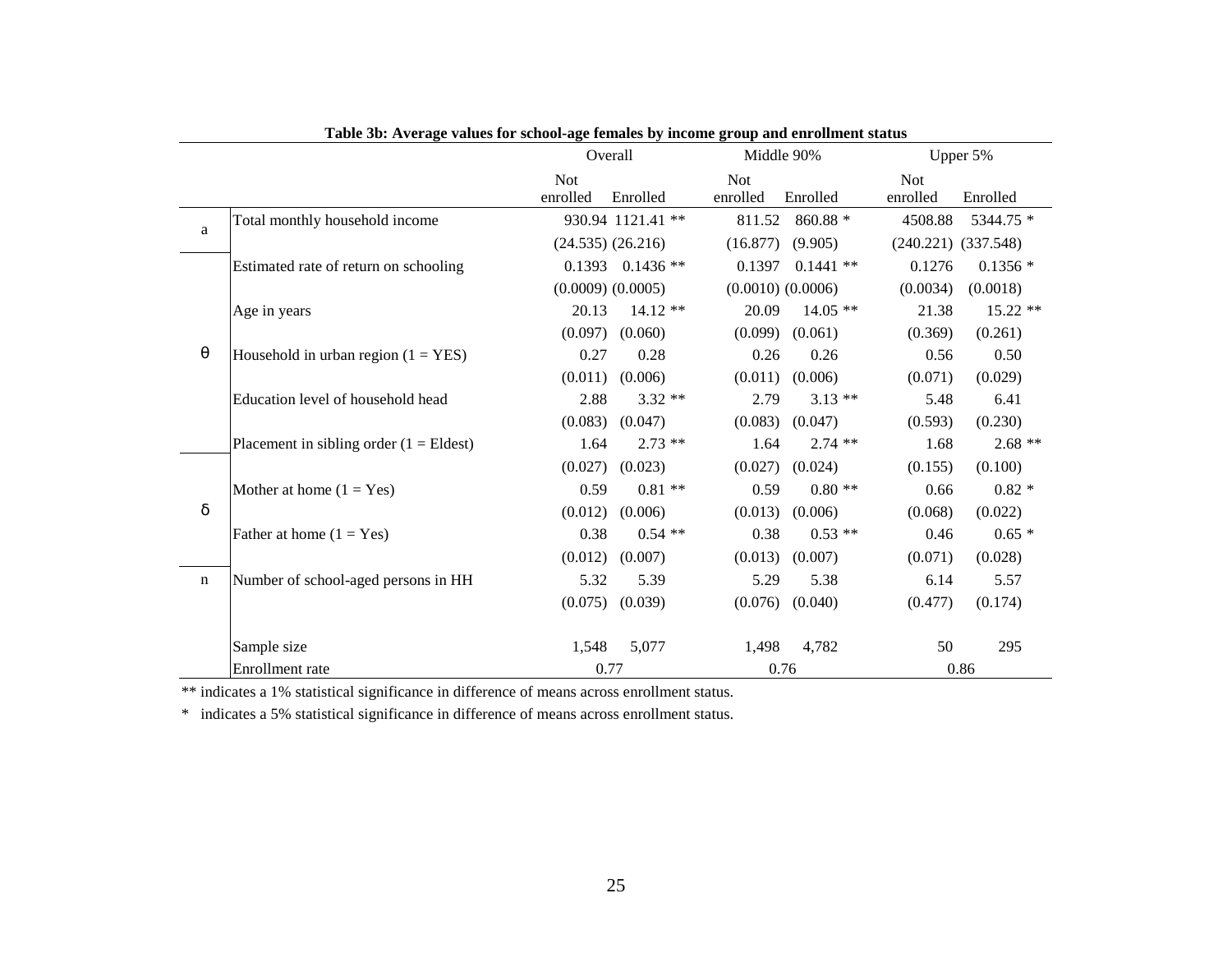**Table 3b: Average values for school-age females by income group and enrollment status**

| | | Overall | | Middle 90% | | Upper 5% | |
|---|---|---|---|---|---|---|---|
| | | Not enrolled | Enrolled | Not enrolled | Enrolled | Not enrolled | Enrolled |
| a | Total monthly household income | 930.94 | 1121.41 ** | 811.52 | 860.88 * | 4508.88 | 5344.75 * |
| | | (24.535) | (26.216) | (16.877) | (9.905) | (240.221) | (337.548) |
| θ | Estimated rate of return on schooling | 0.1393 | 0.1436 ** | 0.1397 | 0.1441 ** | 0.1276 | 0.1356 * |
| | | (0.0009) | (0.0005) | (0.0010) | (0.0006) | (0.0034) | (0.0018) |
| | Age in years | 20.13 | 14.12 ** | 20.09 | 14.05 ** | 21.38 | 15.22 ** |
| | | (0.097) | (0.060) | (0.099) | (0.061) | (0.369) | (0.261) |
| | Household in urban region (1 = YES) | 0.27 | 0.28 | 0.26 | 0.26 | 0.56 | 0.50 |
| | | (0.011) | (0.006) | (0.011) | (0.006) | (0.071) | (0.029) |
| | Education level of household head | 2.88 | 3.32 ** | 2.79 | 3.13 ** | 5.48 | 6.41 |
| | | (0.083) | (0.047) | (0.083) | (0.047) | (0.593) | (0.230) |
| | Placement in sibling order (1 = Eldest) | 1.64 | 2.73 ** | 1.64 | 2.74 ** | 1.68 | 2.68 ** |
| δ | | (0.027) | (0.023) | (0.027) | (0.024) | (0.155) | (0.100) |
| | Mother at home (1 = Yes) | 0.59 | 0.81 ** | 0.59 | 0.80 ** | 0.66 | 0.82 * |
| | | (0.012) | (0.006) | (0.013) | (0.006) | (0.068) | (0.022) |
| | Father at home (1 = Yes) | 0.38 | 0.54 ** | 0.38 | 0.53 ** | 0.46 | 0.65 * |
| | | (0.012) | (0.007) | (0.013) | (0.007) | (0.071) | (0.028) |
| n | Number of school-aged persons in HH | 5.32 | 5.39 | 5.29 | 5.38 | 6.14 | 5.57 |
| | | (0.075) | (0.039) | (0.076) | (0.040) | (0.477) | (0.174) |
| | Sample size | 1,548 | 5,077 | 1,498 | 4,782 | 50 | 295 |
| | Enrollment rate | 0.77 | | 0.76 | | 0.86 | |

** indicates a 1% statistical significance in difference of means across enrollment status.

* indicates a 5% statistical significance in difference of means across enrollment status.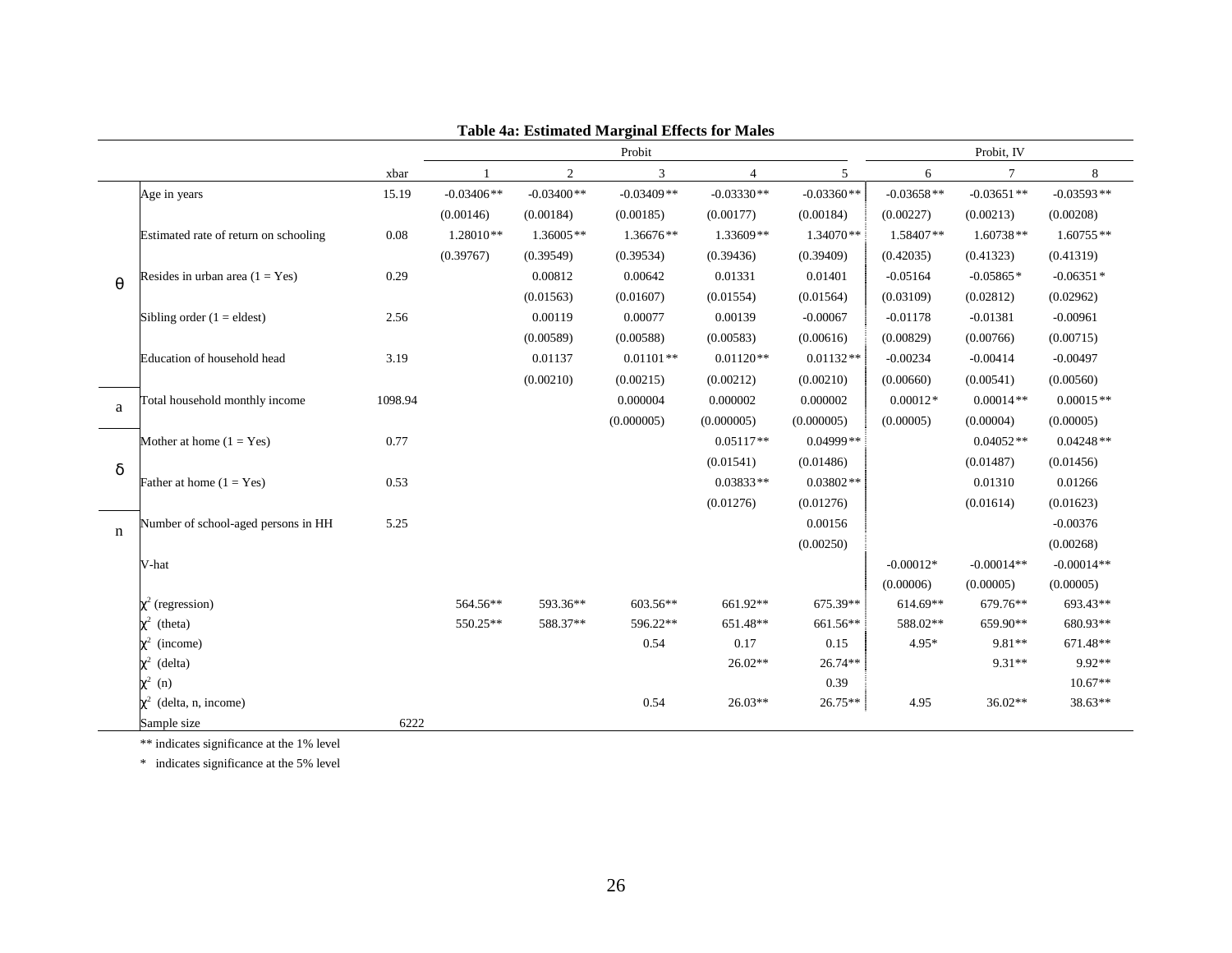**Table 4a: Estimated Marginal Effects for Males**

| | | xbar | Probit 1 | Probit 2 | Probit 3 | Probit 4 | Probit 5 | Probit, IV 6 | Probit, IV 7 | Probit, IV 8 |
|---|---|---|---|---|---|---|---|---|---|---|
| θ | Age in years | 15.19 | -0.03406** | -0.03400** | -0.03409** | -0.03330** | -0.03360** | -0.03658** | -0.03651** | -0.03593** |
| | | | (0.00146) | (0.00184) | (0.00185) | (0.00177) | (0.00184) | (0.00227) | (0.00213) | (0.00208) |
| | Estimated rate of return on schooling | 0.08 | 1.28010** | 1.36005** | 1.36676** | 1.33609** | 1.34070** | 1.58407** | 1.60738** | 1.60755** |
| | | | (0.39767) | (0.39549) | (0.39534) | (0.39436) | (0.39409) | (0.42035) | (0.41323) | (0.41319) |
| | Resides in urban area (1 = Yes) | 0.29 | | 0.00812 | 0.00642 | 0.01331 | 0.01401 | -0.05164 | -0.05865* | -0.06351* |
| | | | | (0.01563) | (0.01607) | (0.01554) | (0.01564) | (0.03109) | (0.02812) | (0.02962) |
| | Sibling order (1 = eldest) | 2.56 | | 0.00119 | 0.00077 | 0.00139 | -0.00067 | -0.01178 | -0.01381 | -0.00961 |
| | | | | (0.00589) | (0.00588) | (0.00583) | (0.00616) | (0.00829) | (0.00766) | (0.00715) |
| | Education of household head | 3.19 | | 0.01137 | 0.01101** | 0.01120** | 0.01132** | -0.00234 | -0.00414 | -0.00497 |
| | | | | (0.00210) | (0.00215) | (0.00212) | (0.00210) | (0.00660) | (0.00541) | (0.00560) |
| a | Total household monthly income | 1098.94 | | | 0.000004 | 0.000002 | 0.000002 | 0.00012* | 0.00014** | 0.00015** |
| | | | | | (0.000005) | (0.000005) | (0.000005) | (0.00005) | (0.00004) | (0.00005) |
| δ | Mother at home (1 = Yes) | 0.77 | | | | 0.05117** | 0.04999** | | 0.04052** | 0.04248** |
| | | | | | | (0.01541) | (0.01486) | | (0.01487) | (0.01456) |
| | Father at home (1 = Yes) | 0.53 | | | | 0.03833** | 0.03802** | | 0.01310 | 0.01266 |
| | | | | | | (0.01276) | (0.01276) | | (0.01614) | (0.01623) |
| n | Number of school-aged persons in HH | 5.25 | | | | | 0.00156 | | | -0.00376 |
| | | | | | | | (0.00250) | | | (0.00268) |
| | V-hat | | | | | | | -0.00012* | -0.00014** | -0.00014** |
| | | | | | | | | (0.00006) | (0.00005) | (0.00005) |
| | $\chi^2$ (regression) | | 564.56** | 593.36** | 603.56** | 661.92** | 675.39** | 614.69** | 679.76** | 693.43** |
| | $\chi^2$ (theta) | | 550.25** | 588.37** | 596.22** | 651.48** | 661.56** | 588.02** | 659.90** | 680.93** |
| | $\chi^2$ (income) | | | | 0.54 | 0.17 | 0.15 | 4.95* | 9.81** | 671.48** |
| | $\chi^2$ (delta) | | | | | 26.02** | 26.74** | | 9.31** | 9.92** |
| | $\chi^2$ (n) | | | | | | 0.39 | | | 10.67** |
| | $\chi^2$ (delta, n, income) | | | | 0.54 | 26.03** | 26.75** | 4.95 | 36.02** | 38.63** |
| | Sample size | 6222 | | | | | | | | |

** indicates significance at the 1% level

\* indicates significance at the 5% level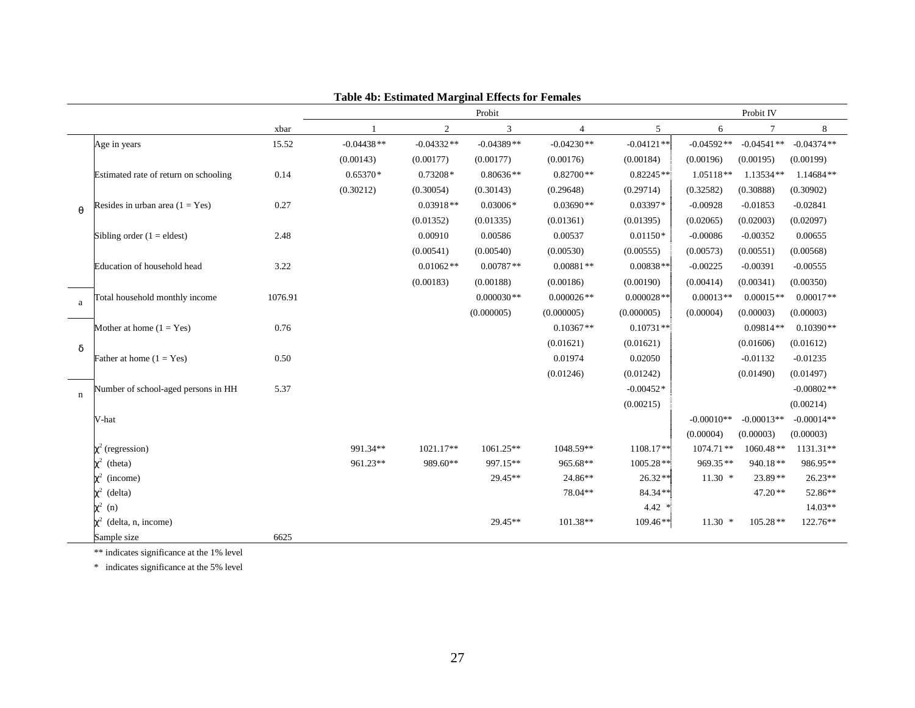**Table 4b: Estimated Marginal Effects for Females**

| | | | Probit | | | | | Probit IV | | |
|---|---|---|---|---|---|---|---|---|---|---|
| | | xbar | 1 | 2 | 3 | 4 | 5 | 6 | 7 | 8 |
| θ | Age in years | 15.52 | -0.04438** | -0.04332** | -0.04389** | -0.04230** | -0.04121** | -0.04592** | -0.04541** | -0.04374** |
| | | | (0.00143) | (0.00177) | (0.00177) | (0.00176) | (0.00184) | (0.00196) | (0.00195) | (0.00199) |
| | Estimated rate of return on schooling | 0.14 | 0.65370* | 0.73208* | 0.80636** | 0.82700** | 0.82245** | 1.05118** | 1.13534** | 1.14684** |
| | | | (0.30212) | (0.30054) | (0.30143) | (0.29648) | (0.29714) | (0.32582) | (0.30888) | (0.30902) |
| | Resides in urban area (1 = Yes) | 0.27 | | 0.03918** | 0.03006* | 0.03690** | 0.03397* | -0.00928 | -0.01853 | -0.02841 |
| | | | | (0.01352) | (0.01335) | (0.01361) | (0.01395) | (0.02065) | (0.02003) | (0.02097) |
| | Sibling order (1 = eldest) | 2.48 | | 0.00910 | 0.00586 | 0.00537 | 0.01150* | -0.00086 | -0.00352 | 0.00655 |
| | | | | (0.00541) | (0.00540) | (0.00530) | (0.00555) | (0.00573) | (0.00551) | (0.00568) |
| | Education of household head | 3.22 | | 0.01062** | 0.00787** | 0.00881** | 0.00838** | -0.00225 | -0.00391 | -0.00555 |
| | | | | (0.00183) | (0.00188) | (0.00186) | (0.00190) | (0.00414) | (0.00341) | (0.00350) |
| a | Total household monthly income | 1076.91 | | | 0.000030** | 0.000026** | 0.000028** | 0.00013** | 0.00015** | 0.00017** |
| | | | | | (0.000005) | (0.000005) | (0.000005) | (0.00004) | (0.00003) | (0.00003) |
| δ | Mother at home (1 = Yes) | 0.76 | | | | 0.10367** | 0.10731** | | 0.09814** | 0.10390** |
| | | | | | | (0.01621) | (0.01621) | | (0.01606) | (0.01612) |
| | Father at home (1 = Yes) | 0.50 | | | | 0.01974 | 0.02050 | | -0.01132 | -0.01235 |
| | | | | | | (0.01246) | (0.01242) | | (0.01490) | (0.01497) |
| n | Number of school-aged persons in HH | 5.37 | | | | | -0.00452* | | | -0.00802** |
| | | | | | | | (0.00215) | | | (0.00214) |
| | V-hat | | | | | | | -0.00010** | -0.00013** | -0.00014** |
| | | | | | | | | (0.00004) | (0.00003) | (0.00003) |
| | $\chi^2$ (regression) | | 991.34** | 1021.17** | 1061.25** | 1048.59** | 1108.17** | 1074.71** | 1060.48** | 1131.31** |
| | $\chi^2$ (theta) | | 961.23** | 989.60** | 997.15** | 965.68** | 1005.28** | 969.35** | 940.18** | 986.95** |
| | $\chi^2$ (income) | | | | 29.45** | 24.86** | 26.32** | 11.30 * | 23.89** | 26.23** |
| | $\chi^2$ (delta) | | | | | 78.04** | 84.34** | | 47.20** | 52.86** |
| | $\chi^2$ (n) | | | | | | 4.42 * | | | 14.03** |
| | $\chi^2$ (delta, n, income) | | | | 29.45** | 101.38** | 109.46** | 11.30 * | 105.28** | 122.76** |
| | Sample size | 6625 | | | | | | | | |

** indicates significance at the 1% level

\* indicates significance at the 5% level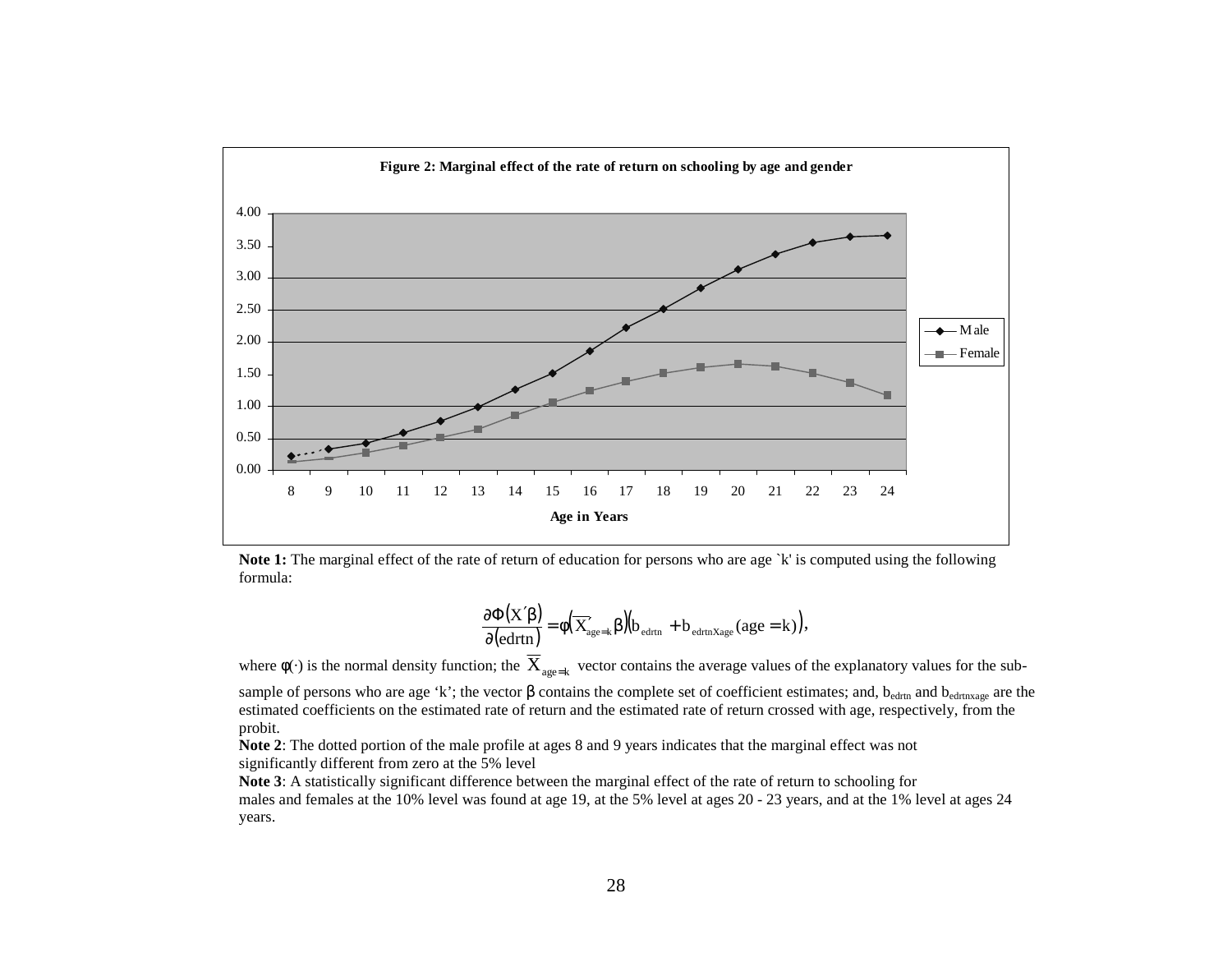**Figure 2: Marginal effect of the rate of return on schooling by age and gender**

| Age in Years | Male | Female |
|---|---|---|
| 8 | 0.22 | 0.14 |
| 9 | 0.34 | 0.19 |
| 10 | 0.42 | 0.27 |
| 11 | 0.59 | 0.39 |
| 12 | 0.77 | 0.51 |
| 13 | 0.99 | 0.64 |
| 14 | 1.26 | 0.86 |
| 15 | 1.52 | 1.06 |
| 16 | 1.86 | 1.24 |
| 17 | 2.22 | 1.39 |
| 18 | 2.51 | 1.52 |
| 19 | 2.84 | 1.61 |
| 20 | 3.13 | 1.66 |
| 21 | 3.37 | 1.63 |
| 22 | 3.55 | 1.52 |
| 23 | 3.64 | 1.37 |
| 24 | 3.66 | 1.17 |

*(Values approximately read from the figure.)*

**Note 1:** The marginal effect of the rate of return of education for persons who are age `k' is computed using the following formula:

$$\frac{\partial \Phi(X'\beta)}{\partial(\text{edrtn})} = \phi\left(\overline{X}'_{\text{age}=k}\beta\right)\left(b_{\text{edrtn}} + b_{\text{edrtnXage}}(\text{age} = k)\right),$$

where $\phi(\cdot)$ is the normal density function; the $\overline{X}_{\text{age}=k}$ vector contains the average values of the explanatory values for the sub-sample of persons who are age 'k'; the vector $\beta$ contains the complete set of coefficient estimates; and, $b_{\text{edrtn}}$ and $b_{\text{edrtnxage}}$ are the estimated coefficients on the estimated rate of return and the estimated rate of return crossed with age, respectively, from the probit.

**Note 2**: The dotted portion of the male profile at ages 8 and 9 years indicates that the marginal effect was not significantly different from zero at the 5% level

**Note 3**: A statistically significant difference between the marginal effect of the rate of return to schooling for males and females at the 10% level was found at age 19, at the 5% level at ages 20 - 23 years, and at the 1% level at ages 24 years.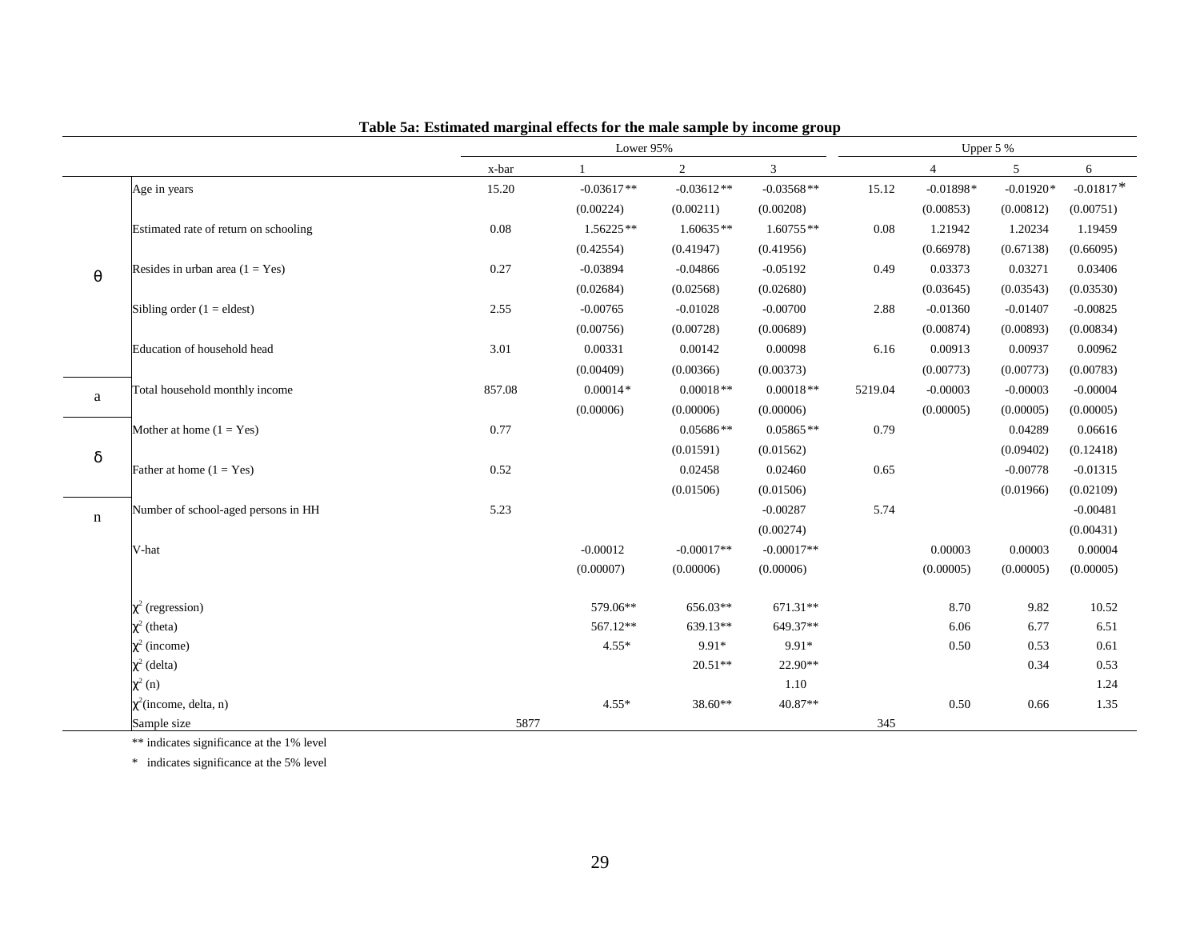**Table 5a: Estimated marginal effects for the male sample by income group**

| | | Lower 95% | | | | Upper 5 % | | | |
|---|---|---|---|---|---|---|---|---|---|
| | | x-bar | 1 | 2 | 3 | | 4 | 5 | 6 |
| θ | Age in years | 15.20 | -0.03617** | -0.03612** | -0.03568** | 15.12 | -0.01898* | -0.01920* | -0.01817* |
| | | | (0.00224) | (0.00211) | (0.00208) | | (0.00853) | (0.00812) | (0.00751) |
| | Estimated rate of return on schooling | 0.08 | 1.56225** | 1.60635** | 1.60755** | 0.08 | 1.21942 | 1.20234 | 1.19459 |
| | | | (0.42554) | (0.41947) | (0.41956) | | (0.66978) | (0.67138) | (0.66095) |
| | Resides in urban area (1 = Yes) | 0.27 | -0.03894 | -0.04866 | -0.05192 | 0.49 | 0.03373 | 0.03271 | 0.03406 |
| | | | (0.02684) | (0.02568) | (0.02680) | | (0.03645) | (0.03543) | (0.03530) |
| | Sibling order (1 = eldest) | 2.55 | -0.00765 | -0.01028 | -0.00700 | 2.88 | -0.01360 | -0.01407 | -0.00825 |
| | | | (0.00756) | (0.00728) | (0.00689) | | (0.00874) | (0.00893) | (0.00834) |
| | Education of household head | 3.01 | 0.00331 | 0.00142 | 0.00098 | 6.16 | 0.00913 | 0.00937 | 0.00962 |
| | | | (0.00409) | (0.00366) | (0.00373) | | (0.00773) | (0.00773) | (0.00783) |
| a | Total household monthly income | 857.08 | 0.00014* | 0.00018** | 0.00018** | 5219.04 | -0.00003 | -0.00003 | -0.00004 |
| | | | (0.00006) | (0.00006) | (0.00006) | | (0.00005) | (0.00005) | (0.00005) |
| δ | Mother at home (1 = Yes) | 0.77 | | 0.05686** | 0.05865** | 0.79 | | 0.04289 | 0.06616 |
| | | | | (0.01591) | (0.01562) | | | (0.09402) | (0.12418) |
| | Father at home (1 = Yes) | 0.52 | | 0.02458 | 0.02460 | 0.65 | | -0.00778 | -0.01315 |
| | | | | (0.01506) | (0.01506) | | | (0.01966) | (0.02109) |
| n | Number of school-aged persons in HH | 5.23 | | | -0.00287 | 5.74 | | | -0.00481 |
| | | | | | (0.00274) | | | | (0.00431) |
| | V-hat | | -0.00012 | -0.00017** | -0.00017** | | 0.00003 | 0.00003 | 0.00004 |
| | | | (0.00007) | (0.00006) | (0.00006) | | (0.00005) | (0.00005) | (0.00005) |
| | $\chi^2$ (regression) | | 579.06** | 656.03** | 671.31** | | 8.70 | 9.82 | 10.52 |
| | $\chi^2$ (theta) | | 567.12** | 639.13** | 649.37** | | 6.06 | 6.77 | 6.51 |
| | $\chi^2$ (income) | | 4.55* | 9.91* | 9.91* | | 0.50 | 0.53 | 0.61 |
| | $\chi^2$ (delta) | | | 20.51** | 22.90** | | | 0.34 | 0.53 |
| | $\chi^2$ (n) | | | | 1.10 | | | | 1.24 |
| | $\chi^2$(income, delta, n) | | 4.55* | 38.60** | 40.87** | | 0.50 | 0.66 | 1.35 |
| | Sample size | 5877 | | | | 345 | | | |

** indicates significance at the 1% level

* indicates significance at the 5% level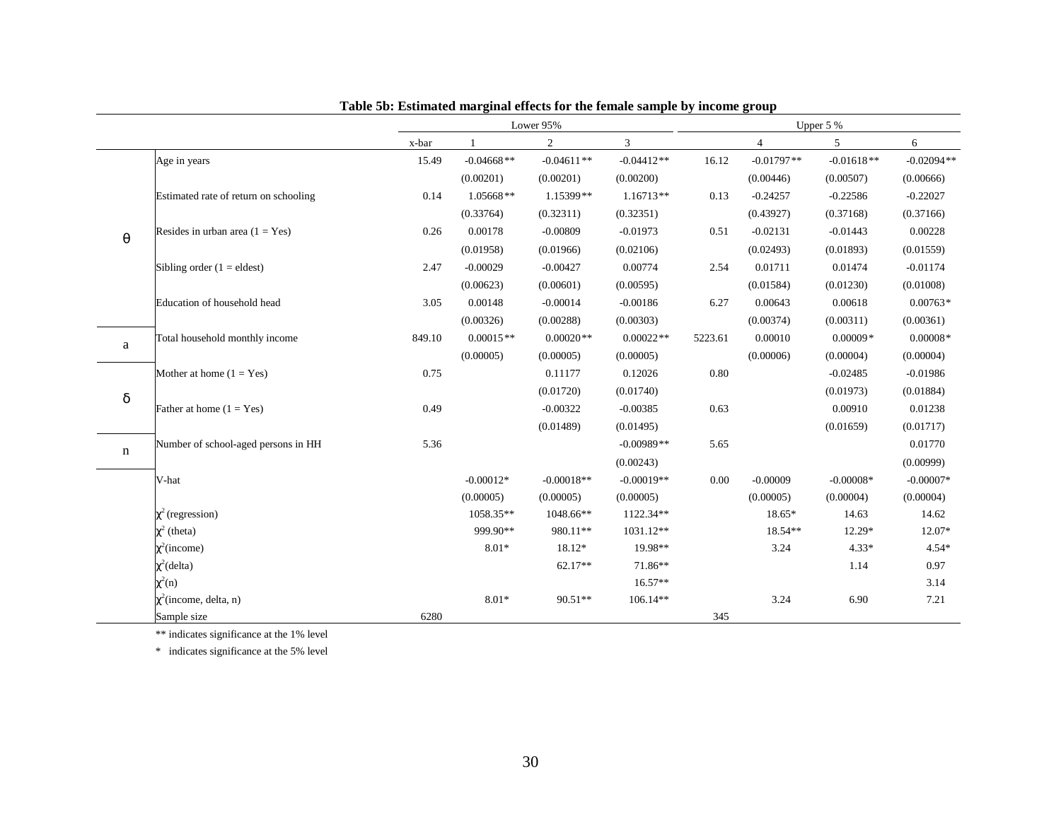**Table 5b: Estimated marginal effects for the female sample by income group**

| | | Lower 95% | | | | Upper 5 % | | | |
|---|---|---|---|---|---|---|---|---|---|
| | | x-bar | 1 | 2 | 3 | | 4 | 5 | 6 |
| θ | Age in years | 15.49 | -0.04668** | -0.04611** | -0.04412** | 16.12 | -0.01797** | -0.01618** | -0.02094** |
| | | | (0.00201) | (0.00201) | (0.00200) | | (0.00446) | (0.00507) | (0.00666) |
| | Estimated rate of return on schooling | 0.14 | 1.05668** | 1.15399** | 1.16713** | 0.13 | -0.24257 | -0.22586 | -0.22027 |
| | | | (0.33764) | (0.32311) | (0.32351) | | (0.43927) | (0.37168) | (0.37166) |
| | Resides in urban area (1 = Yes) | 0.26 | 0.00178 | -0.00809 | -0.01973 | 0.51 | -0.02131 | -0.01443 | 0.00228 |
| | | | (0.01958) | (0.01966) | (0.02106) | | (0.02493) | (0.01893) | (0.01559) |
| | Sibling order (1 = eldest) | 2.47 | -0.00029 | -0.00427 | 0.00774 | 2.54 | 0.01711 | 0.01474 | -0.01174 |
| | | | (0.00623) | (0.00601) | (0.00595) | | (0.01584) | (0.01230) | (0.01008) |
| | Education of household head | 3.05 | 0.00148 | -0.00014 | -0.00186 | 6.27 | 0.00643 | 0.00618 | 0.00763* |
| | | | (0.00326) | (0.00288) | (0.00303) | | (0.00374) | (0.00311) | (0.00361) |
| a | Total household monthly income | 849.10 | 0.00015** | 0.00020** | 0.00022** | 5223.61 | 0.00010 | 0.00009* | 0.00008* |
| | | | (0.00005) | (0.00005) | (0.00005) | | (0.00006) | (0.00004) | (0.00004) |
| δ | Mother at home (1 = Yes) | 0.75 | | 0.11177 | 0.12026 | 0.80 | | -0.02485 | -0.01986 |
| | | | | (0.01720) | (0.01740) | | | (0.01973) | (0.01884) |
| | Father at home (1 = Yes) | 0.49 | | -0.00322 | -0.00385 | 0.63 | | 0.00910 | 0.01238 |
| | | | | (0.01489) | (0.01495) | | | (0.01659) | (0.01717) |
| n | Number of school-aged persons in HH | 5.36 | | | -0.00989** | 5.65 | | | 0.01770 |
| | | | | | (0.00243) | | | | (0.00999) |
| | V-hat | | -0.00012* | -0.00018** | -0.00019** | 0.00 | -0.00009 | -0.00008* | -0.00007* |
| | | | (0.00005) | (0.00005) | (0.00005) | | (0.00005) | (0.00004) | (0.00004) |
| | $\chi^2$ (regression) | | 1058.35** | 1048.66** | 1122.34** | | 18.65* | 14.63 | 14.62 |
| | $\chi^2$ (theta) | | 999.90** | 980.11** | 1031.12** | | 18.54** | 12.29* | 12.07* |
| | $\chi^2$(income) | | 8.01* | 18.12* | 19.98** | | 3.24 | 4.33* | 4.54* |
| | $\chi^2$(delta) | | | 62.17** | 71.86** | | | 1.14 | 0.97 |
| | $\chi^2$(n) | | | | 16.57** | | | | 3.14 |
| | $\chi^2$(income, delta, n) | | 8.01* | 90.51** | 106.14** | | 3.24 | 6.90 | 7.21 |
| | Sample size | 6280 | | | | 345 | | | |

** indicates significance at the 1% level

\* indicates significance at the 5% level